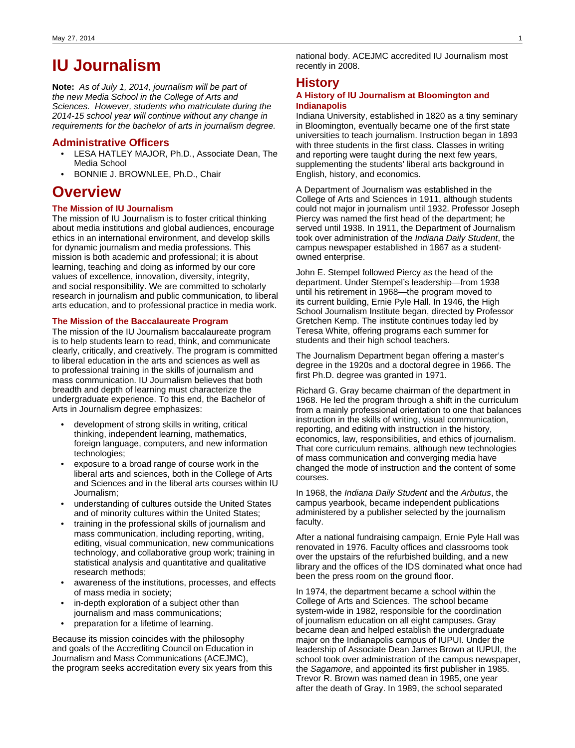# IU Journalism

**Note:** *As of July 1, 2014, journalism will be part of the new Media School in the College of Arts and Sciences. However, students who matriculate during the 2014-15 school year will continue without any change in requirements for the bachelor of arts in journalism degree.*

## Administrative Officers

- LESA HATLEY MAJOR, Ph.D., Associate Dean, The Media School
- BONNIE J. BROWNLEE, Ph.D., Chair

# Overview

### The Mission of IU Journalism

The mission of IU Journalism is to foster critical thinking about media institutions and global audiences, encourage ethics in an international environment, and develop skills for dynamic journalism and media professions. This mission is both academic and professional; it is about learning, teaching and doing as informed by our core values of excellence, innovation, diversity, integrity, and social responsibility. We are committed to scholarly research in journalism and public communication, to liberal arts education, and to professional practice in media work.

### The Mission of the Baccalaureate Program

The mission of the IU Journalism baccalaureate program is to help students learn to read, think, and communicate clearly, critically, and creatively. The program is committed to liberal education in the arts and sciences as well as to professional training in the skills of journalism and mass communication. IU Journalism believes that both breadth and depth of learning must characterize the undergraduate experience. To this end, the Bachelor of Arts in Journalism degree emphasizes:

- development of strong skills in writing, critical thinking, independent learning, mathematics, foreign language, computers, and new information technologies;
- exposure to a broad range of course work in the liberal arts and sciences, both in the College of Arts and Sciences and in the liberal arts courses within IU Journalism;
- understanding of cultures outside the United States and of minority cultures within the United States;
- training in the professional skills of journalism and mass communication, including reporting, writing, editing, visual communication, new communications technology, and collaborative group work; training in statistical analysis and quantitative and qualitative research methods;
- awareness of the institutions, processes, and effects of mass media in society;
- in-depth exploration of a subject other than journalism and mass communications;
- preparation for a lifetime of learning.

Because its mission coincides with the philosophy and goals of the Accrediting Council on Education in Journalism and Mass Communications (ACEJMC), the program seeks accreditation every six years from this national body. ACEJMC accredited IU Journalism most recently in 2008.

## History

### A History of IU Journalism at Bloomington and Indianapolis

Indiana University, established in 1820 as a tiny seminary in Bloomington, eventually became one of the first state universities to teach journalism. Instruction began in 1893 with three students in the first class. Classes in writing and reporting were taught during the next few years, supplementing the students' liberal arts background in English, history, and economics.

A Department of Journalism was established in the College of Arts and Sciences in 1911, although students could not major in journalism until 1932. Professor Joseph Piercy was named the first head of the department; he served until 1938. In 1911, the Department of Journalism took over administration of the *Indiana Daily Student*, the campus newspaper established in 1867 as a student-owned enterprise.

John E. Stempel followed Piercy as the head of the department. Under Stempel's leadership—from 1938 until his retirement in 1968—the program moved to its current building, Ernie Pyle Hall. In 1946, the High School Journalism Institute began, directed by Professor Gretchen Kemp. The institute continues today led by Teresa White, offering programs each summer for students and their high school teachers.

The Journalism Department began offering a master's degree in the 1920s and a doctoral degree in 1966. The first Ph.D. degree was granted in 1971.

Richard G. Gray became chairman of the department in 1968. He led the program through a shift in the curriculum from a mainly professional orientation to one that balances instruction in the skills of writing, visual communication, reporting, and editing with instruction in the history, economics, law, responsibilities, and ethics of journalism. That core curriculum remains, although new technologies of mass communication and converging media have changed the mode of instruction and the content of some courses.

In 1968, the *Indiana Daily Student* and the *Arbutus*, the campus yearbook, became independent publications administered by a publisher selected by the journalism faculty.

After a national fundraising campaign, Ernie Pyle Hall was renovated in 1976. Faculty offices and classrooms took over the upstairs of the refurbished building, and a new library and the offices of the IDS dominated what once had been the press room on the ground floor.

In 1974, the department became a school within the College of Arts and Sciences. The school became system-wide in 1982, responsible for the coordination of journalism education on all eight campuses. Gray became dean and helped establish the undergraduate major on the Indianapolis campus of IUPUI. Under the leadership of Associate Dean James Brown at IUPUI, the school took over administration of the campus newspaper, the *Sagamore*, and appointed its first publisher in 1985. Trevor R. Brown was named dean in 1985, one year after the death of Gray. In 1989, the school separated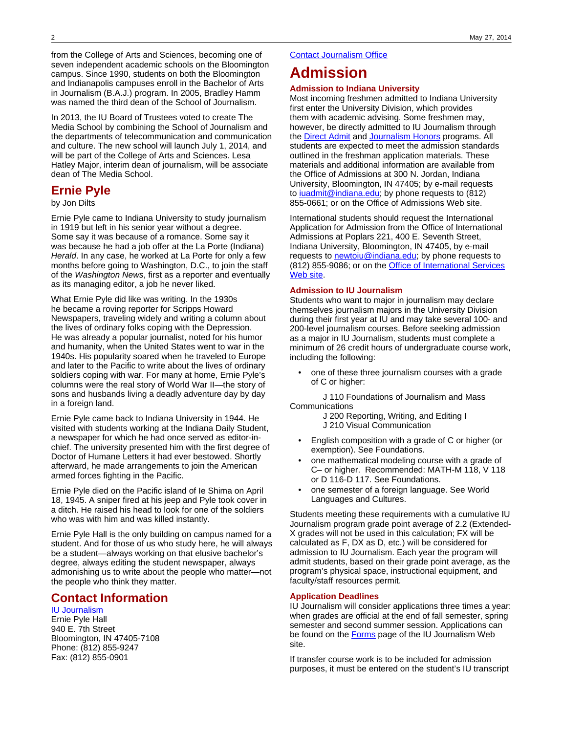from the College of Arts and Sciences, becoming one of seven independent academic schools on the Bloomington campus. Since 1990, students on both the Bloomington and Indianapolis campuses enroll in the Bachelor of Arts in Journalism (B.A.J.) program. In 2005, Bradley Hamm was named the third dean of the School of Journalism.

In 2013, the IU Board of Trustees voted to create The Media School by combining the School of Journalism and the departments of telecommunication and communication and culture. The new school will launch July 1, 2014, and will be part of the College of Arts and Sciences. Lesa Hatley Major, interim dean of journalism, will be associate dean of The Media School.

## Ernie Pyle

by Jon Dilts

Ernie Pyle came to Indiana University to study journalism in 1919 but left in his senior year without a degree. Some say it was because of a romance. Some say it was because he had a job offer at the La Porte (Indiana) *Herald*. In any case, he worked at La Porte for only a few months before going to Washington, D.C., to join the staff of the *Washington News*, first as a reporter and eventually as its managing editor, a job he never liked.

What Ernie Pyle did like was writing. In the 1930s he became a roving reporter for Scripps Howard Newspapers, traveling widely and writing a column about the lives of ordinary folks coping with the Depression. He was already a popular journalist, noted for his humor and humanity, when the United States went to war in the 1940s. His popularity soared when he traveled to Europe and later to the Pacific to write about the lives of ordinary soldiers coping with war. For many at home, Ernie Pyle's columns were the real story of World War II—the story of sons and husbands living a deadly adventure day by day in a foreign land.

Ernie Pyle came back to Indiana University in 1944. He visited with students working at the Indiana Daily Student, a newspaper for which he had once served as editor-in-chief. The university presented him with the first degree of Doctor of Humane Letters it had ever bestowed. Shortly afterward, he made arrangements to join the American armed forces fighting in the Pacific.

Ernie Pyle died on the Pacific island of Ie Shima on April 18, 1945. A sniper fired at his jeep and Pyle took cover in a ditch. He raised his head to look for one of the soldiers who was with him and was killed instantly.

Ernie Pyle Hall is the only building on campus named for a student. And for those of us who study here, he will always be a student—always working on that elusive bachelor's degree, always editing the student newspaper, always admonishing us to write about the people who matter—not the people who think they matter.

## Contact Information

IU Journalism
Ernie Pyle Hall
940 E. 7th Street
Bloomington, IN 47405-7108
Phone: (812) 855-9247
Fax: (812) 855-0901

Contact Journalism Office

# Admission

### Admission to Indiana University

Most incoming freshmen admitted to Indiana University first enter the University Division, which provides them with academic advising. Some freshmen may, however, be directly admitted to IU Journalism through the Direct Admit and Journalism Honors programs. All students are expected to meet the admission standards outlined in the freshman application materials. These materials and additional information are available from the Office of Admissions at 300 N. Jordan, Indiana University, Bloomington, IN 47405; by e-mail requests to iuadmit@indiana.edu; by phone requests to (812) 855-0661; or on the Office of Admissions Web site.

International students should request the International Application for Admission from the Office of International Admissions at Poplars 221, 400 E. Seventh Street, Indiana University, Bloomington, IN 47405, by e-mail requests to newtoiu@indiana.edu; by phone requests to (812) 855-9086; or on the Office of International Services Web site.

### Admission to IU Journalism

Students who want to major in journalism may declare themselves journalism majors in the University Division during their first year at IU and may take several 100- and 200-level journalism courses. Before seeking admission as a major in IU Journalism, students must complete a minimum of 26 credit hours of undergraduate course work, including the following:

- one of these three journalism courses with a grade of C or higher:

  J 110 Foundations of Journalism and Mass Communications
  J 200 Reporting, Writing, and Editing I
  J 210 Visual Communication

- English composition with a grade of C or higher (or exemption). See Foundations.
- one mathematical modeling course with a grade of C– or higher. Recommended: MATH-M 118, V 118 or D 116-D 117. See Foundations.
- one semester of a foreign language. See World Languages and Cultures.

Students meeting these requirements with a cumulative IU Journalism program grade point average of 2.2 (Extended-X grades will not be used in this calculation; FX will be calculated as F, DX as D, etc.) will be considered for admission to IU Journalism. Each year the program will admit students, based on their grade point average, as the program's physical space, instructional equipment, and faculty/staff resources permit.

### Application Deadlines

IU Journalism will consider applications three times a year: when grades are official at the end of fall semester, spring semester and second summer session. Applications can be found on the Forms page of the IU Journalism Web site.

If transfer course work is to be included for admission purposes, it must be entered on the student's IU transcript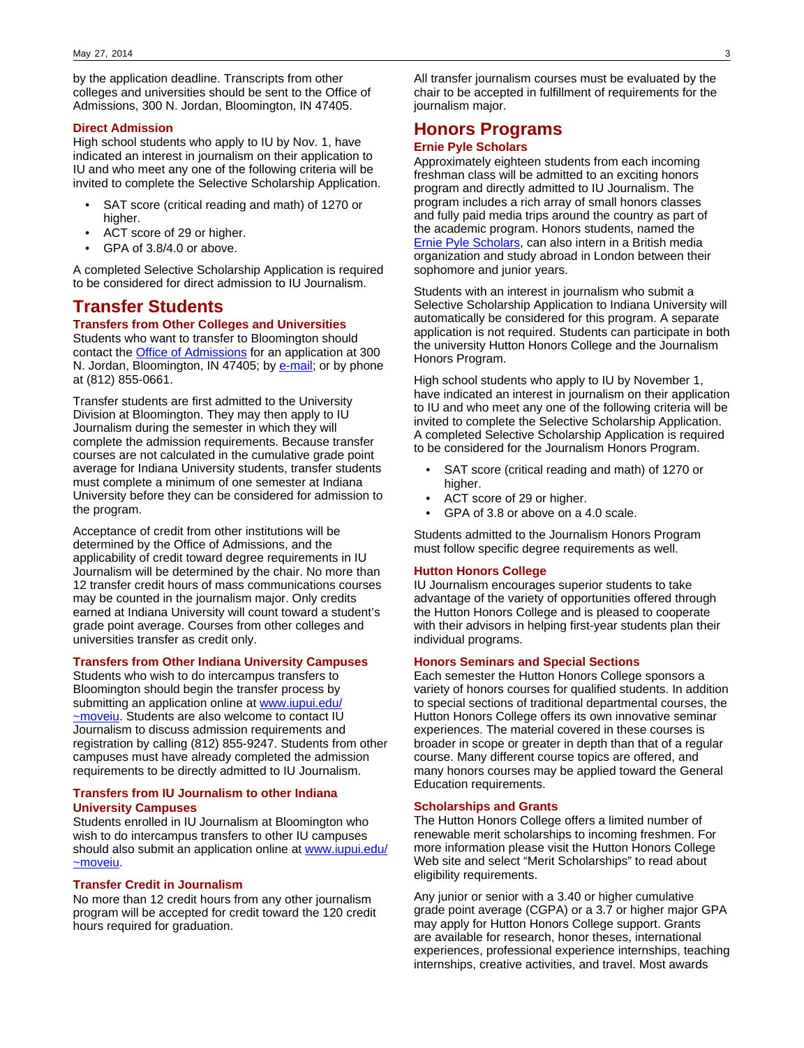by the application deadline. Transcripts from other colleges and universities should be sent to the Office of Admissions, 300 N. Jordan, Bloomington, IN 47405.

### Direct Admission

High school students who apply to IU by Nov. 1, have indicated an interest in journalism on their application to IU and who meet any one of the following criteria will be invited to complete the Selective Scholarship Application.

- SAT score (critical reading and math) of 1270 or higher.
- ACT score of 29 or higher.
- GPA of 3.8/4.0 or above.

A completed Selective Scholarship Application is required to be considered for direct admission to IU Journalism.

## Transfer Students

### Transfers from Other Colleges and Universities

Students who want to transfer to Bloomington should contact the Office of Admissions for an application at 300 N. Jordan, Bloomington, IN 47405; by e-mail; or by phone at (812) 855-0661.

Transfer students are first admitted to the University Division at Bloomington. They may then apply to IU Journalism during the semester in which they will complete the admission requirements. Because transfer courses are not calculated in the cumulative grade point average for Indiana University students, transfer students must complete a minimum of one semester at Indiana University before they can be considered for admission to the program.

Acceptance of credit from other institutions will be determined by the Office of Admissions, and the applicability of credit toward degree requirements in IU Journalism will be determined by the chair. No more than 12 transfer credit hours of mass communications courses may be counted in the journalism major. Only credits earned at Indiana University will count toward a student's grade point average. Courses from other colleges and universities transfer as credit only.

### Transfers from Other Indiana University Campuses

Students who wish to do intercampus transfers to Bloomington should begin the transfer process by submitting an application online at www.iupui.edu/~moveiu. Students are also welcome to contact IU Journalism to discuss admission requirements and registration by calling (812) 855-9247. Students from other campuses must have already completed the admission requirements to be directly admitted to IU Journalism.

### Transfers from IU Journalism to other Indiana University Campuses

Students enrolled in IU Journalism at Bloomington who wish to do intercampus transfers to other IU campuses should also submit an application online at www.iupui.edu/~moveiu.

### Transfer Credit in Journalism

No more than 12 credit hours from any other journalism program will be accepted for credit toward the 120 credit hours required for graduation.

All transfer journalism courses must be evaluated by the chair to be accepted in fulfillment of requirements for the journalism major.

## Honors Programs

### Ernie Pyle Scholars

Approximately eighteen students from each incoming freshman class will be admitted to an exciting honors program and directly admitted to IU Journalism. The program includes a rich array of small honors classes and fully paid media trips around the country as part of the academic program. Honors students, named the Ernie Pyle Scholars, can also intern in a British media organization and study abroad in London between their sophomore and junior years.

Students with an interest in journalism who submit a Selective Scholarship Application to Indiana University will automatically be considered for this program. A separate application is not required. Students can participate in both the university Hutton Honors College and the Journalism Honors Program.

High school students who apply to IU by November 1, have indicated an interest in journalism on their application to IU and who meet any one of the following criteria will be invited to complete the Selective Scholarship Application. A completed Selective Scholarship Application is required to be considered for the Journalism Honors Program.

- SAT score (critical reading and math) of 1270 or higher.
- ACT score of 29 or higher.
- GPA of 3.8 or above on a 4.0 scale.

Students admitted to the Journalism Honors Program must follow specific degree requirements as well.

### Hutton Honors College

IU Journalism encourages superior students to take advantage of the variety of opportunities offered through the Hutton Honors College and is pleased to cooperate with their advisors in helping first-year students plan their individual programs.

### Honors Seminars and Special Sections

Each semester the Hutton Honors College sponsors a variety of honors courses for qualified students. In addition to special sections of traditional departmental courses, the Hutton Honors College offers its own innovative seminar experiences. The material covered in these courses is broader in scope or greater in depth than that of a regular course. Many different course topics are offered, and many honors courses may be applied toward the General Education requirements.

### Scholarships and Grants

The Hutton Honors College offers a limited number of renewable merit scholarships to incoming freshmen. For more information please visit the Hutton Honors College Web site and select "Merit Scholarships" to read about eligibility requirements.

Any junior or senior with a 3.40 or higher cumulative grade point average (CGPA) or a 3.7 or higher major GPA may apply for Hutton Honors College support. Grants are available for research, honor theses, international experiences, professional experience internships, teaching internships, creative activities, and travel. Most awards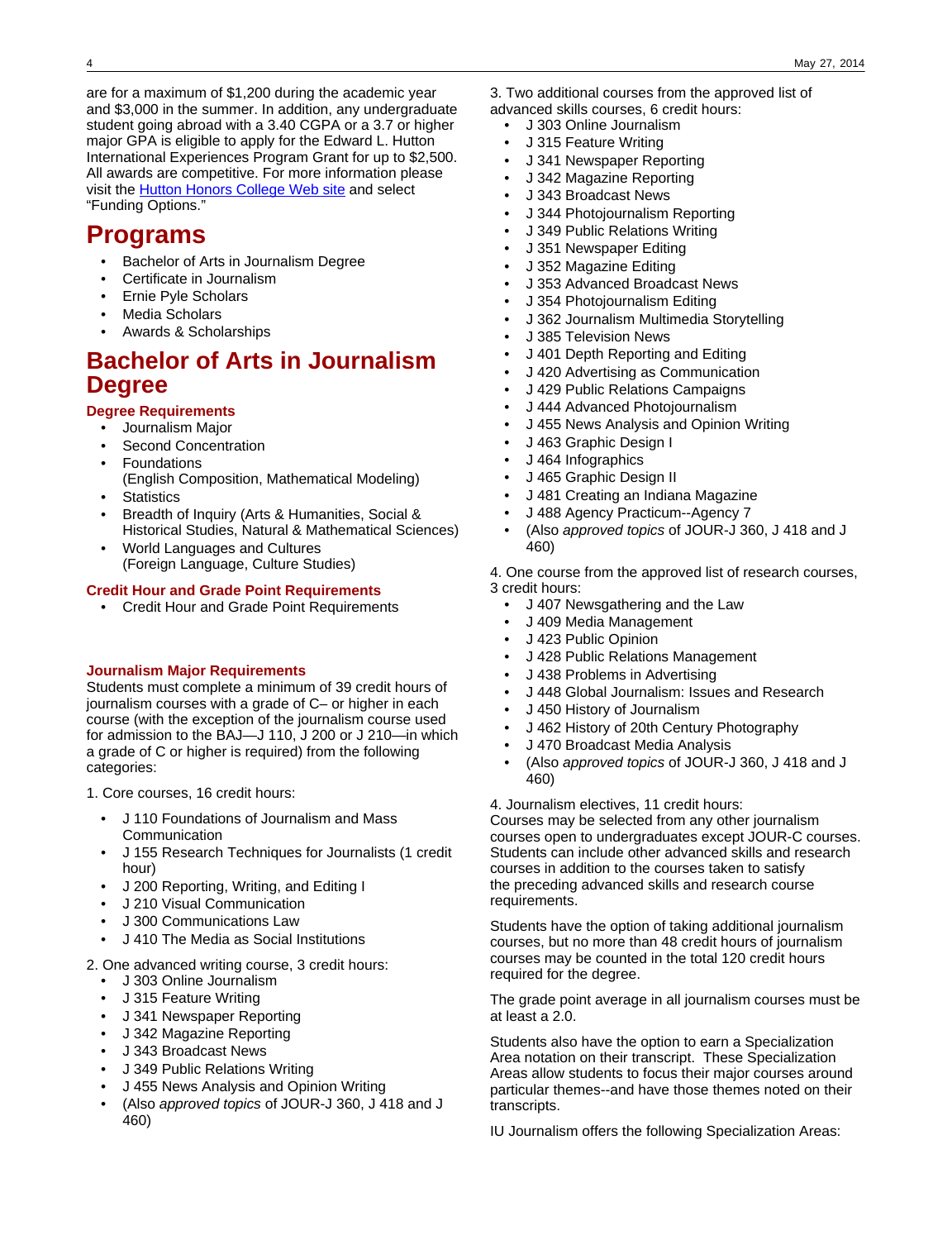are for a maximum of $1,200 during the academic year and $3,000 in the summer. In addition, any undergraduate student going abroad with a 3.40 CGPA or a 3.7 or higher major GPA is eligible to apply for the Edward L. Hutton International Experiences Program Grant for up to $2,500. All awards are competitive. For more information please visit the Hutton Honors College Web site and select "Funding Options."

# Programs

- Bachelor of Arts in Journalism Degree
- Certificate in Journalism
- Ernie Pyle Scholars
- Media Scholars
- Awards & Scholarships

# Bachelor of Arts in Journalism Degree

### Degree Requirements

- Journalism Major
- Second Concentration
- Foundations
  (English Composition, Mathematical Modeling)
- Statistics
- Breadth of Inquiry (Arts & Humanities, Social & Historical Studies, Natural & Mathematical Sciences)
- World Languages and Cultures
  (Foreign Language, Culture Studies)

### Credit Hour and Grade Point Requirements

- Credit Hour and Grade Point Requirements

### Journalism Major Requirements

Students must complete a minimum of 39 credit hours of journalism courses with a grade of C– or higher in each course (with the exception of the journalism course used for admission to the BAJ—J 110, J 200 or J 210—in which a grade of C or higher is required) from the following categories:

1. Core courses, 16 credit hours:

- J 110 Foundations of Journalism and Mass Communication
- J 155 Research Techniques for Journalists (1 credit hour)
- J 200 Reporting, Writing, and Editing I
- J 210 Visual Communication
- J 300 Communications Law
- J 410 The Media as Social Institutions

2. One advanced writing course, 3 credit hours:

- J 303 Online Journalism
- J 315 Feature Writing
- J 341 Newspaper Reporting
- J 342 Magazine Reporting
- J 343 Broadcast News
- J 349 Public Relations Writing
- J 455 News Analysis and Opinion Writing
- (Also *approved topics* of JOUR-J 360, J 418 and J 460)

3. Two additional courses from the approved list of advanced skills courses, 6 credit hours:

- J 303 Online Journalism
- J 315 Feature Writing
- J 341 Newspaper Reporting
- J 342 Magazine Reporting
- J 343 Broadcast News
- J 344 Photojournalism Reporting
- J 349 Public Relations Writing
- J 351 Newspaper Editing
- J 352 Magazine Editing
- J 353 Advanced Broadcast News
- J 354 Photojournalism Editing
- J 362 Journalism Multimedia Storytelling
- J 385 Television News
- J 401 Depth Reporting and Editing
- J 420 Advertising as Communication
- J 429 Public Relations Campaigns
- J 444 Advanced Photojournalism
- J 455 News Analysis and Opinion Writing
- J 463 Graphic Design I
- J 464 Infographics
- J 465 Graphic Design II
- J 481 Creating an Indiana Magazine
- J 488 Agency Practicum--Agency 7
- (Also *approved topics* of JOUR-J 360, J 418 and J 460)

4. One course from the approved list of research courses, 3 credit hours:

- J 407 Newsgathering and the Law
- J 409 Media Management
- J 423 Public Opinion
- J 428 Public Relations Management
- J 438 Problems in Advertising
- J 448 Global Journalism: Issues and Research
- J 450 History of Journalism
- J 462 History of 20th Century Photography
- J 470 Broadcast Media Analysis
- (Also *approved topics* of JOUR-J 360, J 418 and J 460)

4. Journalism electives, 11 credit hours:
Courses may be selected from any other journalism courses open to undergraduates except JOUR-C courses. Students can include other advanced skills and research courses in addition to the courses taken to satisfy the preceding advanced skills and research course requirements.

Students have the option of taking additional journalism courses, but no more than 48 credit hours of journalism courses may be counted in the total 120 credit hours required for the degree.

The grade point average in all journalism courses must be at least a 2.0.

Students also have the option to earn a Specialization Area notation on their transcript. These Specialization Areas allow students to focus their major courses around particular themes--and have those themes noted on their transcripts.

IU Journalism offers the following Specialization Areas: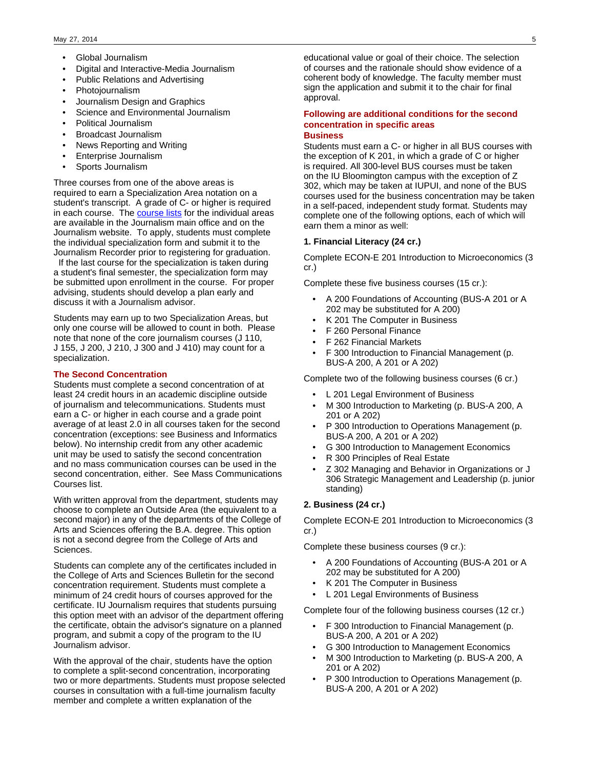- Global Journalism
- Digital and Interactive-Media Journalism
- Public Relations and Advertising
- Photojournalism
- Journalism Design and Graphics
- Science and Environmental Journalism
- Political Journalism
- Broadcast Journalism
- News Reporting and Writing
- Enterprise Journalism
- Sports Journalism

Three courses from one of the above areas is required to earn a Specialization Area notation on a student's transcript. A grade of C- or higher is required in each course. The course lists for the individual areas are available in the Journalism main office and on the Journalism website. To apply, students must complete the individual specialization form and submit it to the Journalism Recorder prior to registering for graduation. If the last course for the specialization is taken during a student's final semester, the specialization form may be submitted upon enrollment in the course. For proper advising, students should develop a plan early and discuss it with a Journalism advisor.

Students may earn up to two Specialization Areas, but only one course will be allowed to count in both. Please note that none of the core journalism courses (J 110, J 155, J 200, J 210, J 300 and J 410) may count for a specialization.

## The Second Concentration

Students must complete a second concentration of at least 24 credit hours in an academic discipline outside of journalism and telecommunications. Students must earn a C- or higher in each course and a grade point average of at least 2.0 in all courses taken for the second concentration (exceptions: see Business and Informatics below). No internship credit from any other academic unit may be used to satisfy the second concentration and no mass communication courses can be used in the second concentration, either. See Mass Communications Courses list.

With written approval from the department, students may choose to complete an Outside Area (the equivalent to a second major) in any of the departments of the College of Arts and Sciences offering the B.A. degree. This option is not a second degree from the College of Arts and Sciences.

Students can complete any of the certificates included in the College of Arts and Sciences Bulletin for the second concentration requirement. Students must complete a minimum of 24 credit hours of courses approved for the certificate. IU Journalism requires that students pursuing this option meet with an advisor of the department offering the certificate, obtain the advisor's signature on a planned program, and submit a copy of the program to the IU Journalism advisor.

With the approval of the chair, students have the option to complete a split-second concentration, incorporating two or more departments. Students must propose selected courses in consultation with a full-time journalism faculty member and complete a written explanation of the educational value or goal of their choice. The selection of courses and the rationale should show evidence of a coherent body of knowledge. The faculty member must sign the application and submit it to the chair for final approval.

## Following are additional conditions for the second concentration in specific areas

### Business

Students must earn a C- or higher in all BUS courses with the exception of K 201, in which a grade of C or higher is required. All 300-level BUS courses must be taken on the IU Bloomington campus with the exception of Z 302, which may be taken at IUPUI, and none of the BUS courses used for the business concentration may be taken in a self-paced, independent study format. Students may complete one of the following options, each of which will earn them a minor as well:

**1. Financial Literacy (24 cr.)**

Complete ECON-E 201 Introduction to Microeconomics (3 cr.)

Complete these five business courses (15 cr.):

- A 200 Foundations of Accounting (BUS-A 201 or A 202 may be substituted for A 200)
- K 201 The Computer in Business
- F 260 Personal Finance
- F 262 Financial Markets
- F 300 Introduction to Financial Management (p. BUS-A 200, A 201 or A 202)

Complete two of the following business courses (6 cr.)

- L 201 Legal Environment of Business
- M 300 Introduction to Marketing (p. BUS-A 200, A 201 or A 202)
- P 300 Introduction to Operations Management (p. BUS-A 200, A 201 or A 202)
- G 300 Introduction to Management Economics
- R 300 Principles of Real Estate
- Z 302 Managing and Behavior in Organizations or J 306 Strategic Management and Leadership (p. junior standing)

**2. Business (24 cr.)**

Complete ECON-E 201 Introduction to Microeconomics (3 cr.)

Complete these business courses (9 cr.):

- A 200 Foundations of Accounting (BUS-A 201 or A 202 may be substituted for A 200)
- K 201 The Computer in Business
- L 201 Legal Environments of Business

Complete four of the following business courses (12 cr.)

- F 300 Introduction to Financial Management (p. BUS-A 200, A 201 or A 202)
- G 300 Introduction to Management Economics
- M 300 Introduction to Marketing (p. BUS-A 200, A 201 or A 202)
- P 300 Introduction to Operations Management (p. BUS-A 200, A 201 or A 202)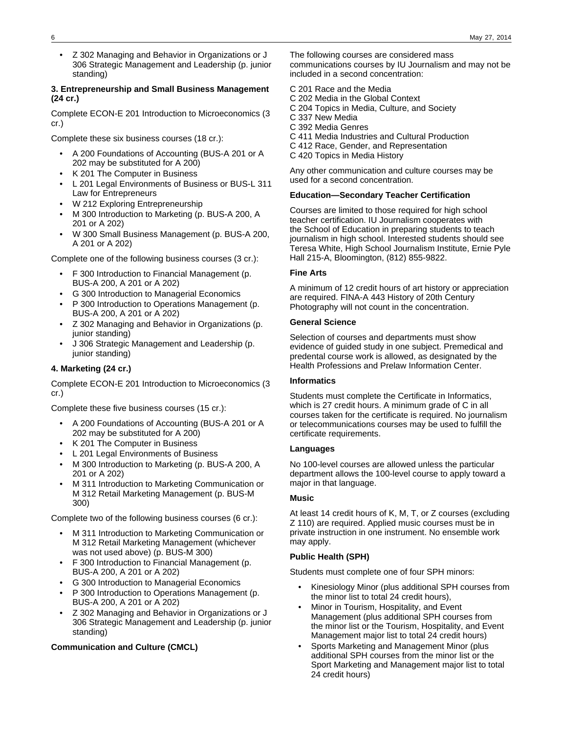- Z 302 Managing and Behavior in Organizations or J 306 Strategic Management and Leadership (p. junior standing)

**3. Entrepreneurship and Small Business Management (24 cr.)**

Complete ECON-E 201 Introduction to Microeconomics (3 cr.)

Complete these six business courses (18 cr.):

- A 200 Foundations of Accounting (BUS-A 201 or A 202 may be substituted for A 200)
- K 201 The Computer in Business
- L 201 Legal Environments of Business or BUS-L 311 Law for Entrepreneurs
- W 212 Exploring Entrepreneurship
- M 300 Introduction to Marketing (p. BUS-A 200, A 201 or A 202)
- W 300 Small Business Management (p. BUS-A 200, A 201 or A 202)

Complete one of the following business courses (3 cr.):

- F 300 Introduction to Financial Management (p. BUS-A 200, A 201 or A 202)
- G 300 Introduction to Managerial Economics
- P 300 Introduction to Operations Management (p. BUS-A 200, A 201 or A 202)
- Z 302 Managing and Behavior in Organizations (p. junior standing)
- J 306 Strategic Management and Leadership (p. junior standing)

**4. Marketing (24 cr.)**

Complete ECON-E 201 Introduction to Microeconomics (3 cr.)

Complete these five business courses (15 cr.):

- A 200 Foundations of Accounting (BUS-A 201 or A 202 may be substituted for A 200)
- K 201 The Computer in Business
- L 201 Legal Environments of Business
- M 300 Introduction to Marketing (p. BUS-A 200, A 201 or A 202)
- M 311 Introduction to Marketing Communication or M 312 Retail Marketing Management (p. BUS-M 300)

Complete two of the following business courses (6 cr.):

- M 311 Introduction to Marketing Communication or M 312 Retail Marketing Management (whichever was not used above) (p. BUS-M 300)
- F 300 Introduction to Financial Management (p. BUS-A 200, A 201 or A 202)
- G 300 Introduction to Managerial Economics
- P 300 Introduction to Operations Management (p. BUS-A 200, A 201 or A 202)
- Z 302 Managing and Behavior in Organizations or J 306 Strategic Management and Leadership (p. junior standing)

**Communication and Culture (CMCL)**

The following courses are considered mass communications courses by IU Journalism and may not be included in a second concentration:

C 201 Race and the Media
C 202 Media in the Global Context
C 204 Topics in Media, Culture, and Society
C 337 New Media
C 392 Media Genres
C 411 Media Industries and Cultural Production
C 412 Race, Gender, and Representation
C 420 Topics in Media History

Any other communication and culture courses may be used for a second concentration.

**Education—Secondary Teacher Certification**

Courses are limited to those required for high school teacher certification. IU Journalism cooperates with the School of Education in preparing students to teach journalism in high school. Interested students should see Teresa White, High School Journalism Institute, Ernie Pyle Hall 215-A, Bloomington, (812) 855-9822.

**Fine Arts**

A minimum of 12 credit hours of art history or appreciation are required. FINA-A 443 History of 20th Century Photography will not count in the concentration.

**General Science**

Selection of courses and departments must show evidence of guided study in one subject. Premedical and predental course work is allowed, as designated by the Health Professions and Prelaw Information Center.

**Informatics**

Students must complete the Certificate in Informatics, which is 27 credit hours. A minimum grade of C in all courses taken for the certificate is required. No journalism or telecommunications courses may be used to fulfill the certificate requirements.

**Languages**

No 100-level courses are allowed unless the particular department allows the 100-level course to apply toward a major in that language.

**Music**

At least 14 credit hours of K, M, T, or Z courses (excluding Z 110) are required. Applied music courses must be in private instruction in one instrument. No ensemble work may apply.

**Public Health (SPH)**

Students must complete one of four SPH minors:

- Kinesiology Minor (plus additional SPH courses from the minor list to total 24 credit hours),
- Minor in Tourism, Hospitality, and Event Management (plus additional SPH courses from the minor list or the Tourism, Hospitality, and Event Management major list to total 24 credit hours)
- Sports Marketing and Management Minor (plus additional SPH courses from the minor list or the Sport Marketing and Management major list to total 24 credit hours)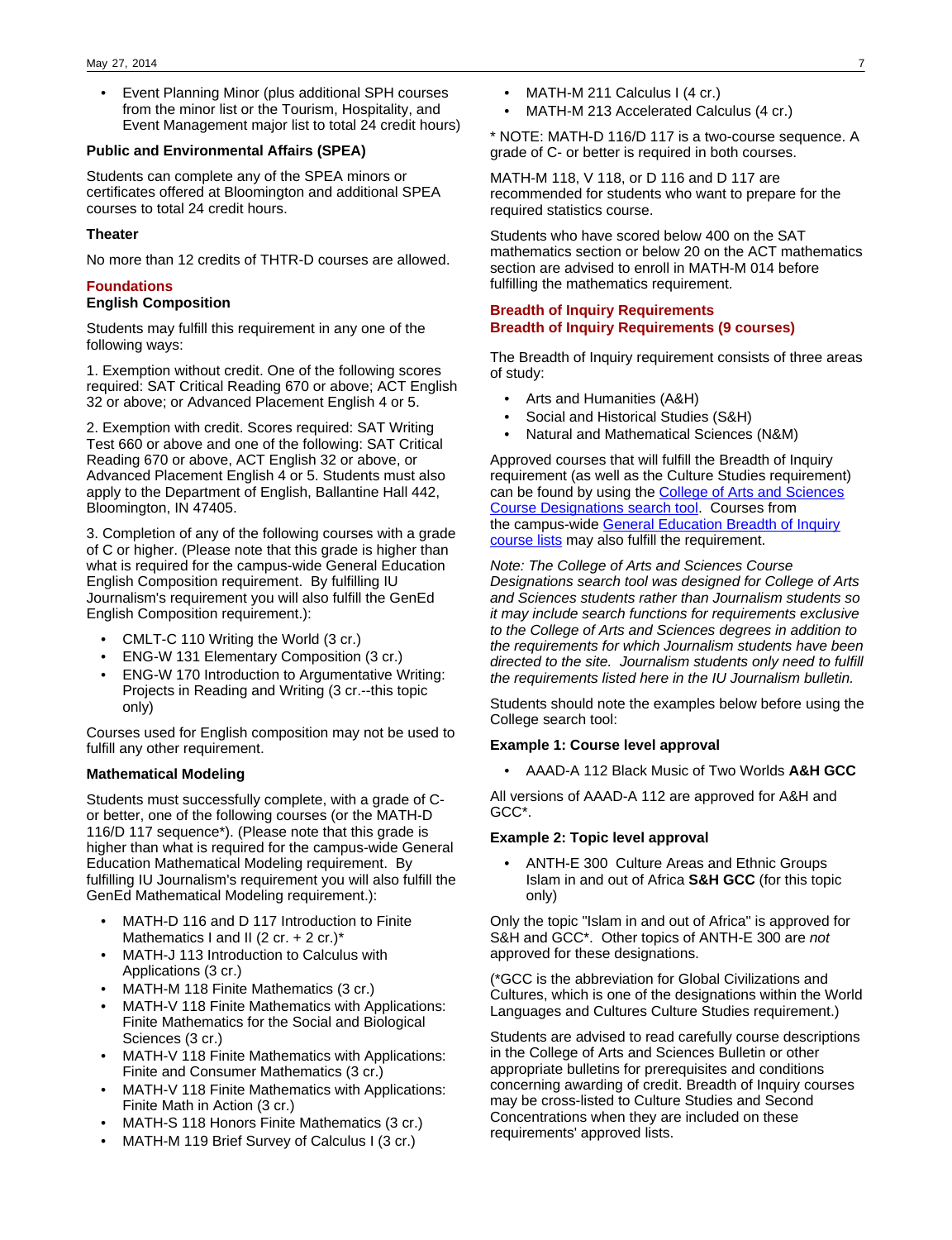- Event Planning Minor (plus additional SPH courses from the minor list or the Tourism, Hospitality, and Event Management major list to total 24 credit hours)

#### Public and Environmental Affairs (SPEA)

Students can complete any of the SPEA minors or certificates offered at Bloomington and additional SPEA courses to total 24 credit hours.

#### Theater

No more than 12 credits of THTR-D courses are allowed.

## Foundations

### English Composition

Students may fulfill this requirement in any one of the following ways:

1. Exemption without credit. One of the following scores required: SAT Critical Reading 670 or above; ACT English 32 or above; or Advanced Placement English 4 or 5.

2. Exemption with credit. Scores required: SAT Writing Test 660 or above and one of the following: SAT Critical Reading 670 or above, ACT English 32 or above, or Advanced Placement English 4 or 5. Students must also apply to the Department of English, Ballantine Hall 442, Bloomington, IN 47405.

3. Completion of any of the following courses with a grade of C or higher. (Please note that this grade is higher than what is required for the campus-wide General Education English Composition requirement. By fulfilling IU Journalism's requirement you will also fulfill the GenEd English Composition requirement.):

- CMLT-C 110 Writing the World (3 cr.)
- ENG-W 131 Elementary Composition (3 cr.)
- ENG-W 170 Introduction to Argumentative Writing: Projects in Reading and Writing (3 cr.--this topic only)

Courses used for English composition may not be used to fulfill any other requirement.

### Mathematical Modeling

Students must successfully complete, with a grade of C- or better, one of the following courses (or the MATH-D 116/D 117 sequence*). (Please note that this grade is higher than what is required for the campus-wide General Education Mathematical Modeling requirement. By fulfilling IU Journalism's requirement you will also fulfill the GenEd Mathematical Modeling requirement.):

- MATH-D 116 and D 117 Introduction to Finite Mathematics I and II (2 cr. + 2 cr.)*
- MATH-J 113 Introduction to Calculus with Applications (3 cr.)
- MATH-M 118 Finite Mathematics (3 cr.)
- MATH-V 118 Finite Mathematics with Applications: Finite Mathematics for the Social and Biological Sciences (3 cr.)
- MATH-V 118 Finite Mathematics with Applications: Finite and Consumer Mathematics (3 cr.)
- MATH-V 118 Finite Mathematics with Applications: Finite Math in Action (3 cr.)
- MATH-S 118 Honors Finite Mathematics (3 cr.)
- MATH-M 119 Brief Survey of Calculus I (3 cr.)
- MATH-M 211 Calculus I (4 cr.)
- MATH-M 213 Accelerated Calculus (4 cr.)

* NOTE: MATH-D 116/D 117 is a two-course sequence. A grade of C- or better is required in both courses.

MATH-M 118, V 118, or D 116 and D 117 are recommended for students who want to prepare for the required statistics course.

Students who have scored below 400 on the SAT mathematics section or below 20 on the ACT mathematics section are advised to enroll in MATH-M 014 before fulfilling the mathematics requirement.

## Breadth of Inquiry Requirements

## Breadth of Inquiry Requirements (9 courses)

The Breadth of Inquiry requirement consists of three areas of study:

- Arts and Humanities (A&H)
- Social and Historical Studies (S&H)
- Natural and Mathematical Sciences (N&M)

Approved courses that will fulfill the Breadth of Inquiry requirement (as well as the Culture Studies requirement) can be found by using the College of Arts and Sciences Course Designations search tool. Courses from the campus-wide General Education Breadth of Inquiry course lists may also fulfill the requirement.

*Note: The College of Arts and Sciences Course Designations search tool was designed for College of Arts and Sciences students rather than Journalism students so it may include search functions for requirements exclusive to the College of Arts and Sciences degrees in addition to the requirements for which Journalism students have been directed to the site. Journalism students only need to fulfill the requirements listed here in the IU Journalism bulletin.*

Students should note the examples below before using the College search tool:

#### Example 1: Course level approval

- AAAD-A 112 Black Music of Two Worlds **A&H GCC**

All versions of AAAD-A 112 are approved for A&H and GCC*.

#### Example 2: Topic level approval

- ANTH-E 300 Culture Areas and Ethnic Groups Islam in and out of Africa **S&H GCC** (for this topic only)

Only the topic "Islam in and out of Africa" is approved for S&H and GCC*. Other topics of ANTH-E 300 are *not* approved for these designations.

(*GCC is the abbreviation for Global Civilizations and Cultures, which is one of the designations within the World Languages and Cultures Culture Studies requirement.)

Students are advised to read carefully course descriptions in the College of Arts and Sciences Bulletin or other appropriate bulletins for prerequisites and conditions concerning awarding of credit. Breadth of Inquiry courses may be cross-listed to Culture Studies and Second Concentrations when they are included on these requirements' approved lists.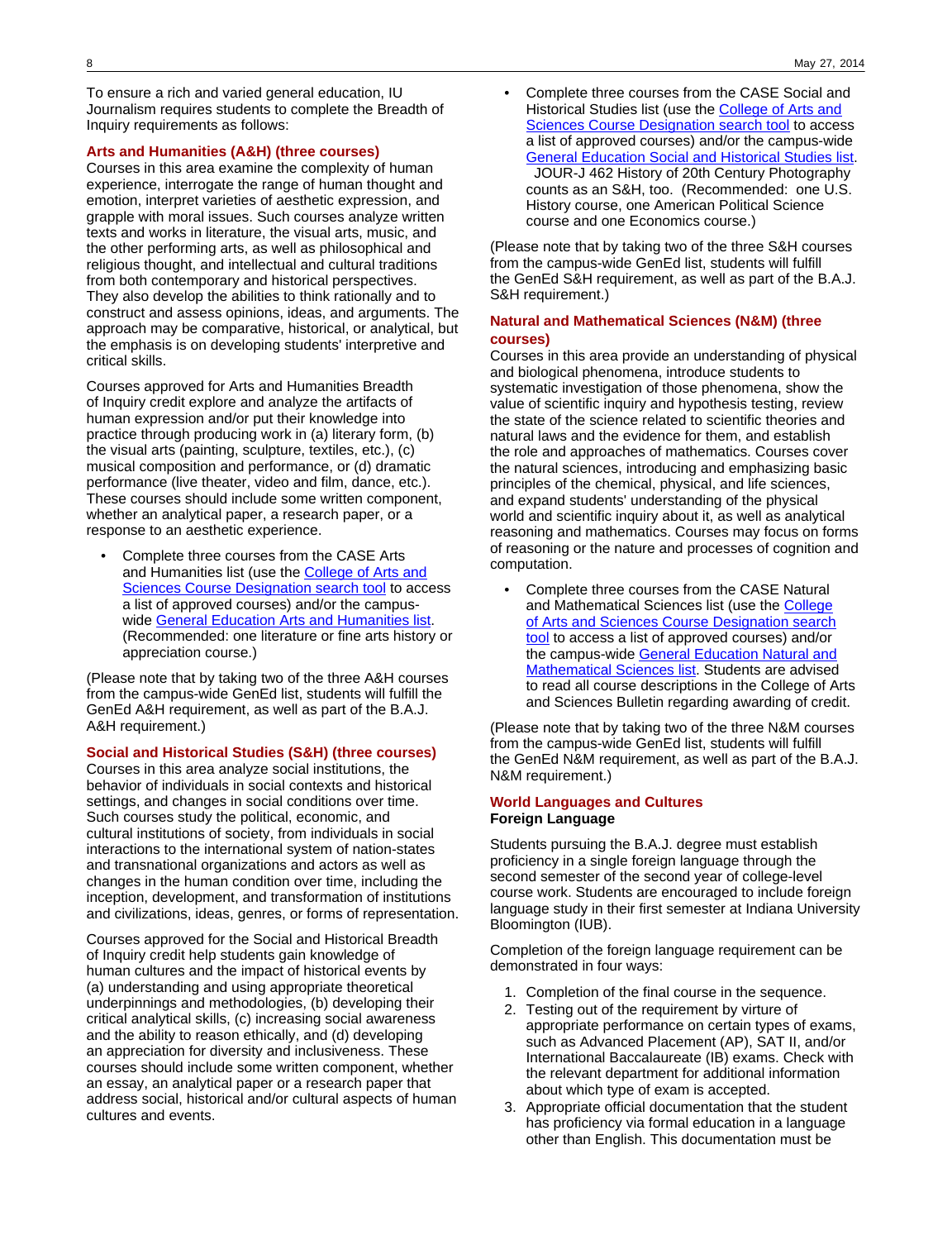To ensure a rich and varied general education, IU Journalism requires students to complete the Breadth of Inquiry requirements as follows:

### Arts and Humanities (A&H) (three courses)

Courses in this area examine the complexity of human experience, interrogate the range of human thought and emotion, interpret varieties of aesthetic expression, and grapple with moral issues. Such courses analyze written texts and works in literature, the visual arts, music, and the other performing arts, as well as philosophical and religious thought, and intellectual and cultural traditions from both contemporary and historical perspectives. They also develop the abilities to think rationally and to construct and assess opinions, ideas, and arguments. The approach may be comparative, historical, or analytical, but the emphasis is on developing students' interpretive and critical skills.

Courses approved for Arts and Humanities Breadth of Inquiry credit explore and analyze the artifacts of human expression and/or put their knowledge into practice through producing work in (a) literary form, (b) the visual arts (painting, sculpture, textiles, etc.), (c) musical composition and performance, or (d) dramatic performance (live theater, video and film, dance, etc.). These courses should include some written component, whether an analytical paper, a research paper, or a response to an aesthetic experience.

- Complete three courses from the CASE Arts and Humanities list (use the College of Arts and Sciences Course Designation search tool to access a list of approved courses) and/or the campus-wide General Education Arts and Humanities list. (Recommended: one literature or fine arts history or appreciation course.)

(Please note that by taking two of the three A&H courses from the campus-wide GenEd list, students will fulfill the GenEd A&H requirement, as well as part of the B.A.J. A&H requirement.)

### Social and Historical Studies (S&H) (three courses)

Courses in this area analyze social institutions, the behavior of individuals in social contexts and historical settings, and changes in social conditions over time. Such courses study the political, economic, and cultural institutions of society, from individuals in social interactions to the international system of nation-states and transnational organizations and actors as well as changes in the human condition over time, including the inception, development, and transformation of institutions and civilizations, ideas, genres, or forms of representation.

Courses approved for the Social and Historical Breadth of Inquiry credit help students gain knowledge of human cultures and the impact of historical events by (a) understanding and using appropriate theoretical underpinnings and methodologies, (b) developing their critical analytical skills, (c) increasing social awareness and the ability to reason ethically, and (d) developing an appreciation for diversity and inclusiveness. These courses should include some written component, whether an essay, an analytical paper or a research paper that address social, historical and/or cultural aspects of human cultures and events.

- Complete three courses from the CASE Social and Historical Studies list (use the College of Arts and Sciences Course Designation search tool to access a list of approved courses) and/or the campus-wide General Education Social and Historical Studies list. JOUR-J 462 History of 20th Century Photography counts as an S&H, too. (Recommended: one U.S. History course, one American Political Science course and one Economics course.)

(Please note that by taking two of the three S&H courses from the campus-wide GenEd list, students will fulfill the GenEd S&H requirement, as well as part of the B.A.J. S&H requirement.)

### Natural and Mathematical Sciences (N&M) (three courses)

Courses in this area provide an understanding of physical and biological phenomena, introduce students to systematic investigation of those phenomena, show the value of scientific inquiry and hypothesis testing, review the state of the science related to scientific theories and natural laws and the evidence for them, and establish the role and approaches of mathematics. Courses cover the natural sciences, introducing and emphasizing basic principles of the chemical, physical, and life sciences, and expand students' understanding of the physical world and scientific inquiry about it, as well as analytical reasoning and mathematics. Courses may focus on forms of reasoning or the nature and processes of cognition and computation.

- Complete three courses from the CASE Natural and Mathematical Sciences list (use the College of Arts and Sciences Course Designation search tool to access a list of approved courses) and/or the campus-wide General Education Natural and Mathematical Sciences list. Students are advised to read all course descriptions in the College of Arts and Sciences Bulletin regarding awarding of credit.

(Please note that by taking two of the three N&M courses from the campus-wide GenEd list, students will fulfill the GenEd N&M requirement, as well as part of the B.A.J. N&M requirement.)

### World Languages and Cultures

**Foreign Language**

Students pursuing the B.A.J. degree must establish proficiency in a single foreign language through the second semester of the second year of college-level course work. Students are encouraged to include foreign language study in their first semester at Indiana University Bloomington (IUB).

Completion of the foreign language requirement can be demonstrated in four ways:

1. Completion of the final course in the sequence.
2. Testing out of the requirement by virtue of appropriate performance on certain types of exams, such as Advanced Placement (AP), SAT II, and/or International Baccalaureate (IB) exams. Check with the relevant department for additional information about which type of exam is accepted.
3. Appropriate official documentation that the student has proficiency via formal education in a language other than English. This documentation must be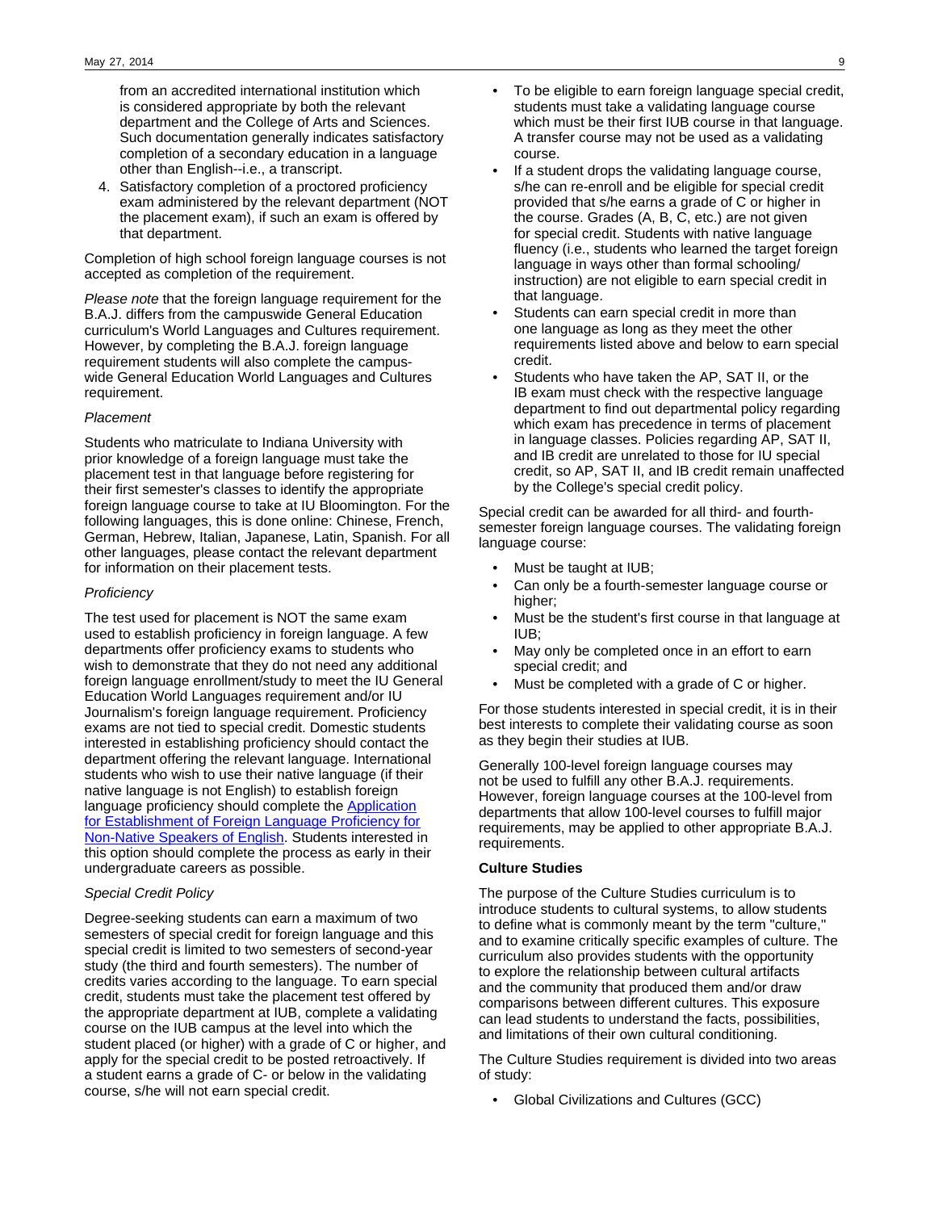from an accredited international institution which is considered appropriate by both the relevant department and the College of Arts and Sciences. Such documentation generally indicates satisfactory completion of a secondary education in a language other than English--i.e., a transcript.

4. Satisfactory completion of a proctored proficiency exam administered by the relevant department (NOT the placement exam), if such an exam is offered by that department.

Completion of high school foreign language courses is not accepted as completion of the requirement.

*Please note* that the foreign language requirement for the B.A.J. differs from the campuswide General Education curriculum's World Languages and Cultures requirement. However, by completing the B.A.J. foreign language requirement students will also complete the campus-wide General Education World Languages and Cultures requirement.

*Placement*

Students who matriculate to Indiana University with prior knowledge of a foreign language must take the placement test in that language before registering for their first semester's classes to identify the appropriate foreign language course to take at IU Bloomington. For the following languages, this is done online: Chinese, French, German, Hebrew, Italian, Japanese, Latin, Spanish. For all other languages, please contact the relevant department for information on their placement tests.

*Proficiency*

The test used for placement is NOT the same exam used to establish proficiency in foreign language. A few departments offer proficiency exams to students who wish to demonstrate that they do not need any additional foreign language enrollment/study to meet the IU General Education World Languages requirement and/or IU Journalism's foreign language requirement. Proficiency exams are not tied to special credit. Domestic students interested in establishing proficiency should contact the department offering the relevant language. International students who wish to use their native language (if their native language is not English) to establish foreign language proficiency should complete the Application for Establishment of Foreign Language Proficiency for Non-Native Speakers of English. Students interested in this option should complete the process as early in their undergraduate careers as possible.

*Special Credit Policy*

Degree-seeking students can earn a maximum of two semesters of special credit for foreign language and this special credit is limited to two semesters of second-year study (the third and fourth semesters). The number of credits varies according to the language. To earn special credit, students must take the placement test offered by the appropriate department at IUB, complete a validating course on the IUB campus at the level into which the student placed (or higher) with a grade of C or higher, and apply for the special credit to be posted retroactively. If a student earns a grade of C- or below in the validating course, s/he will not earn special credit.

- To be eligible to earn foreign language special credit, students must take a validating language course which must be their first IUB course in that language. A transfer course may not be used as a validating course.
- If a student drops the validating language course, s/he can re-enroll and be eligible for special credit provided that s/he earns a grade of C or higher in the course. Grades (A, B, C, etc.) are not given for special credit. Students with native language fluency (i.e., students who learned the target foreign language in ways other than formal schooling/ instruction) are not eligible to earn special credit in that language.
- Students can earn special credit in more than one language as long as they meet the other requirements listed above and below to earn special credit.
- Students who have taken the AP, SAT II, or the IB exam must check with the respective language department to find out departmental policy regarding which exam has precedence in terms of placement in language classes. Policies regarding AP, SAT II, and IB credit are unrelated to those for IU special credit, so AP, SAT II, and IB credit remain unaffected by the College's special credit policy.

Special credit can be awarded for all third- and fourth-semester foreign language courses. The validating foreign language course:

- Must be taught at IUB;
- Can only be a fourth-semester language course or higher;
- Must be the student's first course in that language at IUB;
- May only be completed once in an effort to earn special credit; and
- Must be completed with a grade of C or higher.

For those students interested in special credit, it is in their best interests to complete their validating course as soon as they begin their studies at IUB.

Generally 100-level foreign language courses may not be used to fulfill any other B.A.J. requirements. However, foreign language courses at the 100-level from departments that allow 100-level courses to fulfill major requirements, may be applied to other appropriate B.A.J. requirements.

**Culture Studies**

The purpose of the Culture Studies curriculum is to introduce students to cultural systems, to allow students to define what is commonly meant by the term "culture," and to examine critically specific examples of culture. The curriculum also provides students with the opportunity to explore the relationship between cultural artifacts and the community that produced them and/or draw comparisons between different cultures. This exposure can lead students to understand the facts, possibilities, and limitations of their own cultural conditioning.

The Culture Studies requirement is divided into two areas of study:

- Global Civilizations and Cultures (GCC)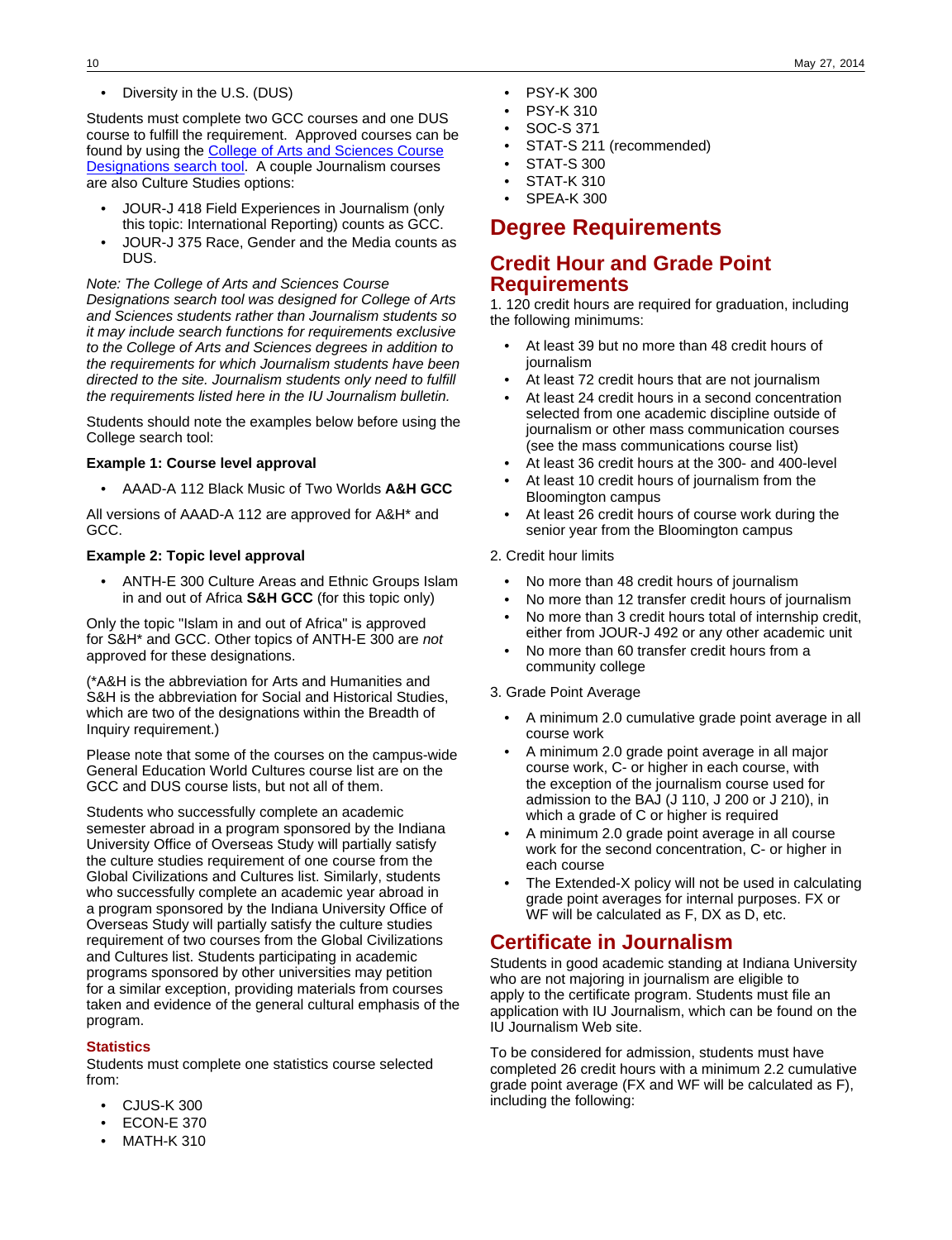- Diversity in the U.S. (DUS)

Students must complete two GCC courses and one DUS course to fulfill the requirement. Approved courses can be found by using the [College of Arts and Sciences Course Designations search tool](). A couple Journalism courses are also Culture Studies options:

- JOUR-J 418 Field Experiences in Journalism (only this topic: International Reporting) counts as GCC.
- JOUR-J 375 Race, Gender and the Media counts as DUS.

*Note: The College of Arts and Sciences Course Designations search tool was designed for College of Arts and Sciences students rather than Journalism students so it may include search functions for requirements exclusive to the College of Arts and Sciences degrees in addition to the requirements for which Journalism students have been directed to the site. Journalism students only need to fulfill the requirements listed here in the IU Journalism bulletin.*

Students should note the examples below before using the College search tool:

**Example 1: Course level approval**

- AAAD-A 112 Black Music of Two Worlds **A&H GCC**

All versions of AAAD-A 112 are approved for A&H* and GCC.

**Example 2: Topic level approval**

- ANTH-E 300 Culture Areas and Ethnic Groups Islam in and out of Africa **S&H GCC** (for this topic only)

Only the topic "Islam in and out of Africa" is approved for S&H* and GCC. Other topics of ANTH-E 300 are *not* approved for these designations.

(*A&H is the abbreviation for Arts and Humanities and S&H is the abbreviation for Social and Historical Studies, which are two of the designations within the Breadth of Inquiry requirement.)

Please note that some of the courses on the campus-wide General Education World Cultures course list are on the GCC and DUS course lists, but not all of them.

Students who successfully complete an academic semester abroad in a program sponsored by the Indiana University Office of Overseas Study will partially satisfy the culture studies requirement of one course from the Global Civilizations and Cultures list. Similarly, students who successfully complete an academic year abroad in a program sponsored by the Indiana University Office of Overseas Study will partially satisfy the culture studies requirement of two courses from the Global Civilizations and Cultures list. Students participating in academic programs sponsored by other universities may petition for a similar exception, providing materials from courses taken and evidence of the general cultural emphasis of the program.

### Statistics

Students must complete one statistics course selected from:

- CJUS-K 300
- ECON-E 370
- MATH-K 310
- PSY-K 300
- PSY-K 310
- SOC-S 371
- STAT-S 211 (recommended)
- STAT-S 300
- STAT-K 310
- SPEA-K 300

# Degree Requirements

## Credit Hour and Grade Point Requirements

1. 120 credit hours are required for graduation, including the following minimums:

- At least 39 but no more than 48 credit hours of journalism
- At least 72 credit hours that are not journalism
- At least 24 credit hours in a second concentration selected from one academic discipline outside of journalism or other mass communication courses (see the mass communications course list)
- At least 36 credit hours at the 300- and 400-level
- At least 10 credit hours of journalism from the Bloomington campus
- At least 26 credit hours of course work during the senior year from the Bloomington campus

2. Credit hour limits

- No more than 48 credit hours of journalism
- No more than 12 transfer credit hours of journalism
- No more than 3 credit hours total of internship credit, either from JOUR-J 492 or any other academic unit
- No more than 60 transfer credit hours from a community college

3. Grade Point Average

- A minimum 2.0 cumulative grade point average in all course work
- A minimum 2.0 grade point average in all major course work, C- or higher in each course, with the exception of the journalism course used for admission to the BAJ (J 110, J 200 or J 210), in which a grade of C or higher is required
- A minimum 2.0 grade point average in all course work for the second concentration, C- or higher in each course
- The Extended-X policy will not be used in calculating grade point averages for internal purposes. FX or WF will be calculated as F, DX as D, etc.

## Certificate in Journalism

Students in good academic standing at Indiana University who are not majoring in journalism are eligible to apply to the certificate program. Students must file an application with IU Journalism, which can be found on the IU Journalism Web site.

To be considered for admission, students must have completed 26 credit hours with a minimum 2.2 cumulative grade point average (FX and WF will be calculated as F), including the following: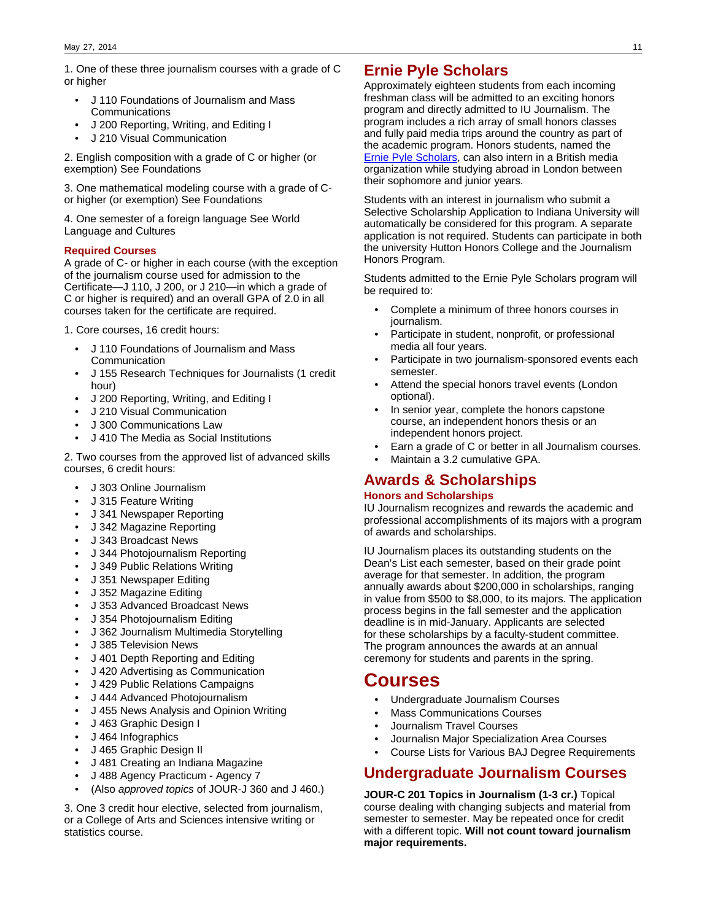1. One of these three journalism courses with a grade of C or higher

- J 110 Foundations of Journalism and Mass Communications
- J 200 Reporting, Writing, and Editing I
- J 210 Visual Communication

2. English composition with a grade of C or higher (or exemption) See Foundations

3. One mathematical modeling course with a grade of C- or higher (or exemption) See Foundations

4. One semester of a foreign language See World Language and Cultures

### Required Courses

A grade of C- or higher in each course (with the exception of the journalism course used for admission to the Certificate—J 110, J 200, or J 210—in which a grade of C or higher is required) and an overall GPA of 2.0 in all courses taken for the certificate are required.

1. Core courses, 16 credit hours:

- J 110 Foundations of Journalism and Mass Communication
- J 155 Research Techniques for Journalists (1 credit hour)
- J 200 Reporting, Writing, and Editing I
- J 210 Visual Communication
- J 300 Communications Law
- J 410 The Media as Social Institutions

2. Two courses from the approved list of advanced skills courses, 6 credit hours:

- J 303 Online Journalism
- J 315 Feature Writing
- J 341 Newspaper Reporting
- J 342 Magazine Reporting
- J 343 Broadcast News
- J 344 Photojournalism Reporting
- J 349 Public Relations Writing
- J 351 Newspaper Editing
- J 352 Magazine Editing
- J 353 Advanced Broadcast News
- J 354 Photojournalism Editing
- J 362 Journalism Multimedia Storytelling
- J 385 Television News
- J 401 Depth Reporting and Editing
- J 420 Advertising as Communication
- J 429 Public Relations Campaigns
- J 444 Advanced Photojournalism
- J 455 News Analysis and Opinion Writing
- J 463 Graphic Design I
- J 464 Infographics
- J 465 Graphic Design II
- J 481 Creating an Indiana Magazine
- J 488 Agency Practicum - Agency 7
- (Also *approved topics* of JOUR-J 360 and J 460.)

3. One 3 credit hour elective, selected from journalism, or a College of Arts and Sciences intensive writing or statistics course.

# Ernie Pyle Scholars

Approximately eighteen students from each incoming freshman class will be admitted to an exciting honors program and directly admitted to IU Journalism. The program includes a rich array of small honors classes and fully paid media trips around the country as part of the academic program. Honors students, named the Ernie Pyle Scholars, can also intern in a British media organization while studying abroad in London between their sophomore and junior years.

Students with an interest in journalism who submit a Selective Scholarship Application to Indiana University will automatically be considered for this program. A separate application is not required. Students can participate in both the university Hutton Honors College and the Journalism Honors Program.

Students admitted to the Ernie Pyle Scholars program will be required to:

- Complete a minimum of three honors courses in journalism.
- Participate in student, nonprofit, or professional media all four years.
- Participate in two journalism-sponsored events each semester.
- Attend the special honors travel events (London optional).
- In senior year, complete the honors capstone course, an independent honors thesis or an independent honors project.
- Earn a grade of C or better in all Journalism courses.
- Maintain a 3.2 cumulative GPA.

# Awards & Scholarships

### Honors and Scholarships

IU Journalism recognizes and rewards the academic and professional accomplishments of its majors with a program of awards and scholarships.

IU Journalism places its outstanding students on the Dean's List each semester, based on their grade point average for that semester. In addition, the program annually awards about $200,000 in scholarships, ranging in value from $500 to $8,000, to its majors. The application process begins in the fall semester and the application deadline is in mid-January. Applicants are selected for these scholarships by a faculty-student committee. The program announces the awards at an annual ceremony for students and parents in the spring.

# Courses

- Undergraduate Journalism Courses
- Mass Communications Courses
- Journalism Travel Courses
- Journalisn Major Specialization Area Courses
- Course Lists for Various BAJ Degree Requirements

## Undergraduate Journalism Courses

**JOUR-C 201 Topics in Journalism (1-3 cr.)** Topical course dealing with changing subjects and material from semester to semester. May be repeated once for credit with a different topic. **Will not count toward journalism major requirements.**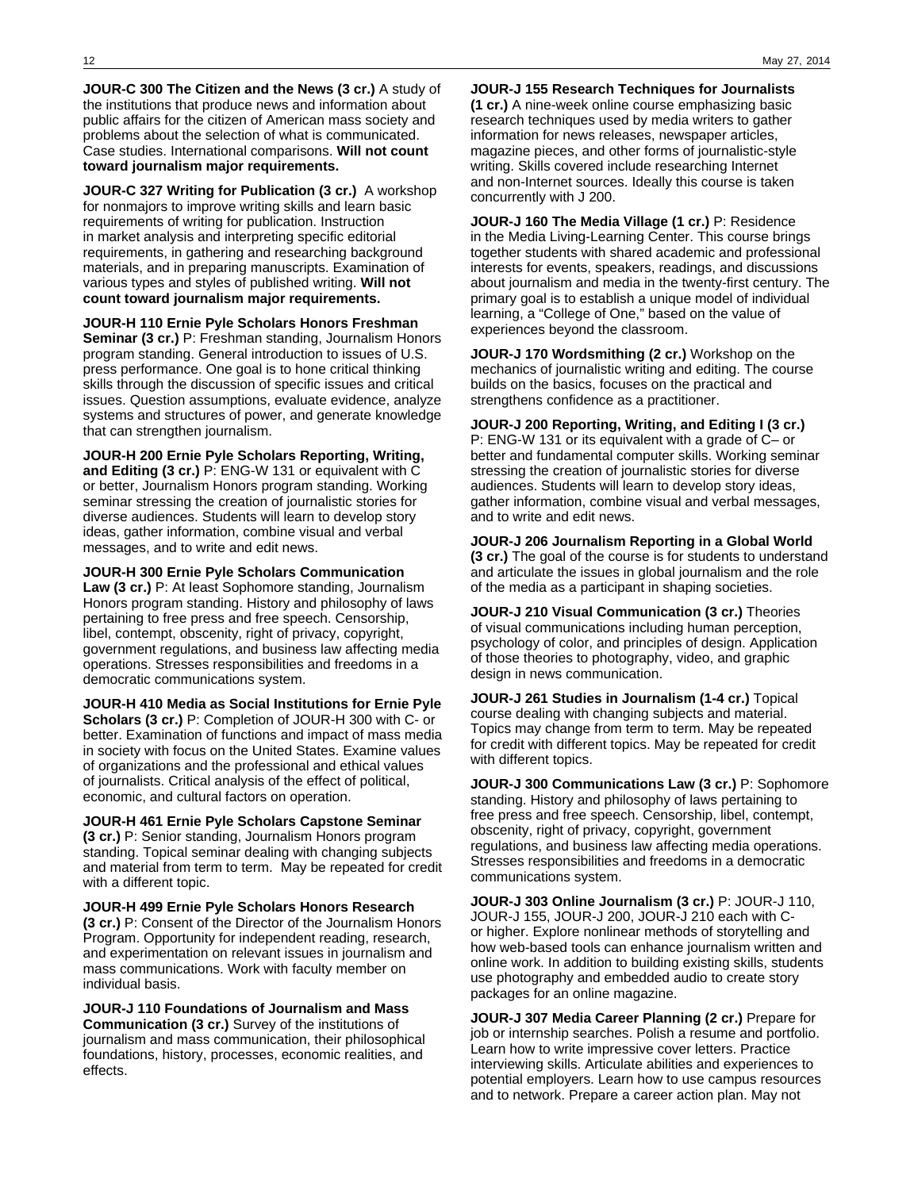**JOUR-C 300 The Citizen and the News (3 cr.)** A study of the institutions that produce news and information about public affairs for the citizen of American mass society and problems about the selection of what is communicated. Case studies. International comparisons. **Will not count toward journalism major requirements.**

**JOUR-C 327 Writing for Publication (3 cr.)** A workshop for nonmajors to improve writing skills and learn basic requirements of writing for publication. Instruction in market analysis and interpreting specific editorial requirements, in gathering and researching background materials, and in preparing manuscripts. Examination of various types and styles of published writing. **Will not count toward journalism major requirements.**

**JOUR-H 110 Ernie Pyle Scholars Honors Freshman Seminar (3 cr.)** P: Freshman standing, Journalism Honors program standing. General introduction to issues of U.S. press performance. One goal is to hone critical thinking skills through the discussion of specific issues and critical issues. Question assumptions, evaluate evidence, analyze systems and structures of power, and generate knowledge that can strengthen journalism.

**JOUR-H 200 Ernie Pyle Scholars Reporting, Writing, and Editing (3 cr.)** P: ENG-W 131 or equivalent with C or better, Journalism Honors program standing. Working seminar stressing the creation of journalistic stories for diverse audiences. Students will learn to develop story ideas, gather information, combine visual and verbal messages, and to write and edit news.

**JOUR-H 300 Ernie Pyle Scholars Communication Law (3 cr.)** P: At least Sophomore standing, Journalism Honors program standing. History and philosophy of laws pertaining to free press and free speech. Censorship, libel, contempt, obscenity, right of privacy, copyright, government regulations, and business law affecting media operations. Stresses responsibilities and freedoms in a democratic communications system.

**JOUR-H 410 Media as Social Institutions for Ernie Pyle Scholars (3 cr.)** P: Completion of JOUR-H 300 with C- or better. Examination of functions and impact of mass media in society with focus on the United States. Examine values of organizations and the professional and ethical values of journalists. Critical analysis of the effect of political, economic, and cultural factors on operation.

**JOUR-H 461 Ernie Pyle Scholars Capstone Seminar (3 cr.)** P: Senior standing, Journalism Honors program standing. Topical seminar dealing with changing subjects and material from term to term. May be repeated for credit with a different topic.

**JOUR-H 499 Ernie Pyle Scholars Honors Research (3 cr.)** P: Consent of the Director of the Journalism Honors Program. Opportunity for independent reading, research, and experimentation on relevant issues in journalism and mass communications. Work with faculty member on individual basis.

**JOUR-J 110 Foundations of Journalism and Mass Communication (3 cr.)** Survey of the institutions of journalism and mass communication, their philosophical foundations, history, processes, economic realities, and effects.

**JOUR-J 155 Research Techniques for Journalists (1 cr.)** A nine-week online course emphasizing basic research techniques used by media writers to gather information for news releases, newspaper articles, magazine pieces, and other forms of journalistic-style writing. Skills covered include researching Internet and non-Internet sources. Ideally this course is taken concurrently with J 200.

**JOUR-J 160 The Media Village (1 cr.)** P: Residence in the Media Living-Learning Center. This course brings together students with shared academic and professional interests for events, speakers, readings, and discussions about journalism and media in the twenty-first century. The primary goal is to establish a unique model of individual learning, a "College of One," based on the value of experiences beyond the classroom.

**JOUR-J 170 Wordsmithing (2 cr.)** Workshop on the mechanics of journalistic writing and editing. The course builds on the basics, focuses on the practical and strengthens confidence as a practitioner.

**JOUR-J 200 Reporting, Writing, and Editing I (3 cr.)** P: ENG-W 131 or its equivalent with a grade of C– or better and fundamental computer skills. Working seminar stressing the creation of journalistic stories for diverse audiences. Students will learn to develop story ideas, gather information, combine visual and verbal messages, and to write and edit news.

**JOUR-J 206 Journalism Reporting in a Global World (3 cr.)** The goal of the course is for students to understand and articulate the issues in global journalism and the role of the media as a participant in shaping societies.

**JOUR-J 210 Visual Communication (3 cr.)** Theories of visual communications including human perception, psychology of color, and principles of design. Application of those theories to photography, video, and graphic design in news communication.

**JOUR-J 261 Studies in Journalism (1-4 cr.)** Topical course dealing with changing subjects and material. Topics may change from term to term. May be repeated for credit with different topics. May be repeated for credit with different topics.

**JOUR-J 300 Communications Law (3 cr.)** P: Sophomore standing. History and philosophy of laws pertaining to free press and free speech. Censorship, libel, contempt, obscenity, right of privacy, copyright, government regulations, and business law affecting media operations. Stresses responsibilities and freedoms in a democratic communications system.

**JOUR-J 303 Online Journalism (3 cr.)** P: JOUR-J 110, JOUR-J 155, JOUR-J 200, JOUR-J 210 each with C- or higher. Explore nonlinear methods of storytelling and how web-based tools can enhance journalism written and online work. In addition to building existing skills, students use photography and embedded audio to create story packages for an online magazine.

**JOUR-J 307 Media Career Planning (2 cr.)** Prepare for job or internship searches. Polish a resume and portfolio. Learn how to write impressive cover letters. Practice interviewing skills. Articulate abilities and experiences to potential employers. Learn how to use campus resources and to network. Prepare a career action plan. May not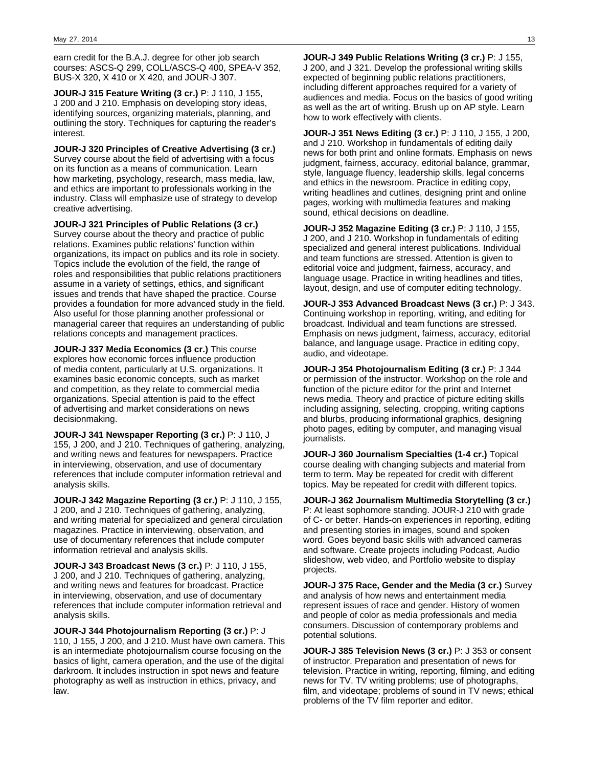earn credit for the B.A.J. degree for other job search courses: ASCS-Q 299, COLL/ASCS-Q 400, SPEA-V 352, BUS-X 320, X 410 or X 420, and JOUR-J 307.

**JOUR-J 315 Feature Writing (3 cr.)** P: J 110, J 155, J 200 and J 210. Emphasis on developing story ideas, identifying sources, organizing materials, planning, and outlining the story. Techniques for capturing the reader's interest.

**JOUR-J 320 Principles of Creative Advertising (3 cr.)** Survey course about the field of advertising with a focus on its function as a means of communication. Learn how marketing, psychology, research, mass media, law, and ethics are important to professionals working in the industry. Class will emphasize use of strategy to develop creative advertising.

**JOUR-J 321 Principles of Public Relations (3 cr.)** Survey course about the theory and practice of public relations. Examines public relations' function within organizations, its impact on publics and its role in society. Topics include the evolution of the field, the range of roles and responsibilities that public relations practitioners assume in a variety of settings, ethics, and significant issues and trends that have shaped the practice. Course provides a foundation for more advanced study in the field. Also useful for those planning another professional or managerial career that requires an understanding of public relations concepts and management practices.

**JOUR-J 337 Media Economics (3 cr.)** This course explores how economic forces influence production of media content, particularly at U.S. organizations. It examines basic economic concepts, such as market and competition, as they relate to commercial media organizations. Special attention is paid to the effect of advertising and market considerations on news decisionmaking.

**JOUR-J 341 Newspaper Reporting (3 cr.)** P: J 110, J 155, J 200, and J 210. Techniques of gathering, analyzing, and writing news and features for newspapers. Practice in interviewing, observation, and use of documentary references that include computer information retrieval and analysis skills.

**JOUR-J 342 Magazine Reporting (3 cr.)** P: J 110, J 155, J 200, and J 210. Techniques of gathering, analyzing, and writing material for specialized and general circulation magazines. Practice in interviewing, observation, and use of documentary references that include computer information retrieval and analysis skills.

**JOUR-J 343 Broadcast News (3 cr.)** P: J 110, J 155, J 200, and J 210. Techniques of gathering, analyzing, and writing news and features for broadcast. Practice in interviewing, observation, and use of documentary references that include computer information retrieval and analysis skills.

**JOUR-J 344 Photojournalism Reporting (3 cr.)** P: J 110, J 155, J 200, and J 210. Must have own camera. This is an intermediate photojournalism course focusing on the basics of light, camera operation, and the use of the digital darkroom. It includes instruction in spot news and feature photography as well as instruction in ethics, privacy, and law.

**JOUR-J 349 Public Relations Writing (3 cr.)** P: J 155, J 200, and J 321. Develop the professional writing skills expected of beginning public relations practitioners, including different approaches required for a variety of audiences and media. Focus on the basics of good writing as well as the art of writing. Brush up on AP style. Learn how to work effectively with clients.

**JOUR-J 351 News Editing (3 cr.)** P: J 110, J 155, J 200, and J 210. Workshop in fundamentals of editing daily news for both print and online formats. Emphasis on news judgment, fairness, accuracy, editorial balance, grammar, style, language fluency, leadership skills, legal concerns and ethics in the newsroom. Practice in editing copy, writing headlines and cutlines, designing print and online pages, working with multimedia features and making sound, ethical decisions on deadline.

**JOUR-J 352 Magazine Editing (3 cr.)** P: J 110, J 155, J 200, and J 210. Workshop in fundamentals of editing specialized and general interest publications. Individual and team functions are stressed. Attention is given to editorial voice and judgment, fairness, accuracy, and language usage. Practice in writing headlines and titles, layout, design, and use of computer editing technology.

**JOUR-J 353 Advanced Broadcast News (3 cr.)** P: J 343. Continuing workshop in reporting, writing, and editing for broadcast. Individual and team functions are stressed. Emphasis on news judgment, fairness, accuracy, editorial balance, and language usage. Practice in editing copy, audio, and videotape.

**JOUR-J 354 Photojournalism Editing (3 cr.)** P: J 344 or permission of the instructor. Workshop on the role and function of the picture editor for the print and Internet news media. Theory and practice of picture editing skills including assigning, selecting, cropping, writing captions and blurbs, producing informational graphics, designing photo pages, editing by computer, and managing visual journalists.

**JOUR-J 360 Journalism Specialties (1-4 cr.)** Topical course dealing with changing subjects and material from term to term. May be repeated for credit with different topics. May be repeated for credit with different topics.

**JOUR-J 362 Journalism Multimedia Storytelling (3 cr.)** P: At least sophomore standing. JOUR-J 210 with grade of C- or better. Hands-on experiences in reporting, editing and presenting stories in images, sound and spoken word. Goes beyond basic skills with advanced cameras and software. Create projects including Podcast, Audio slideshow, web video, and Portfolio website to display projects.

**JOUR-J 375 Race, Gender and the Media (3 cr.)** Survey and analysis of how news and entertainment media represent issues of race and gender. History of women and people of color as media professionals and media consumers. Discussion of contemporary problems and potential solutions.

**JOUR-J 385 Television News (3 cr.)** P: J 353 or consent of instructor. Preparation and presentation of news for television. Practice in writing, reporting, filming, and editing news for TV. TV writing problems; use of photographs, film, and videotape; problems of sound in TV news; ethical problems of the TV film reporter and editor.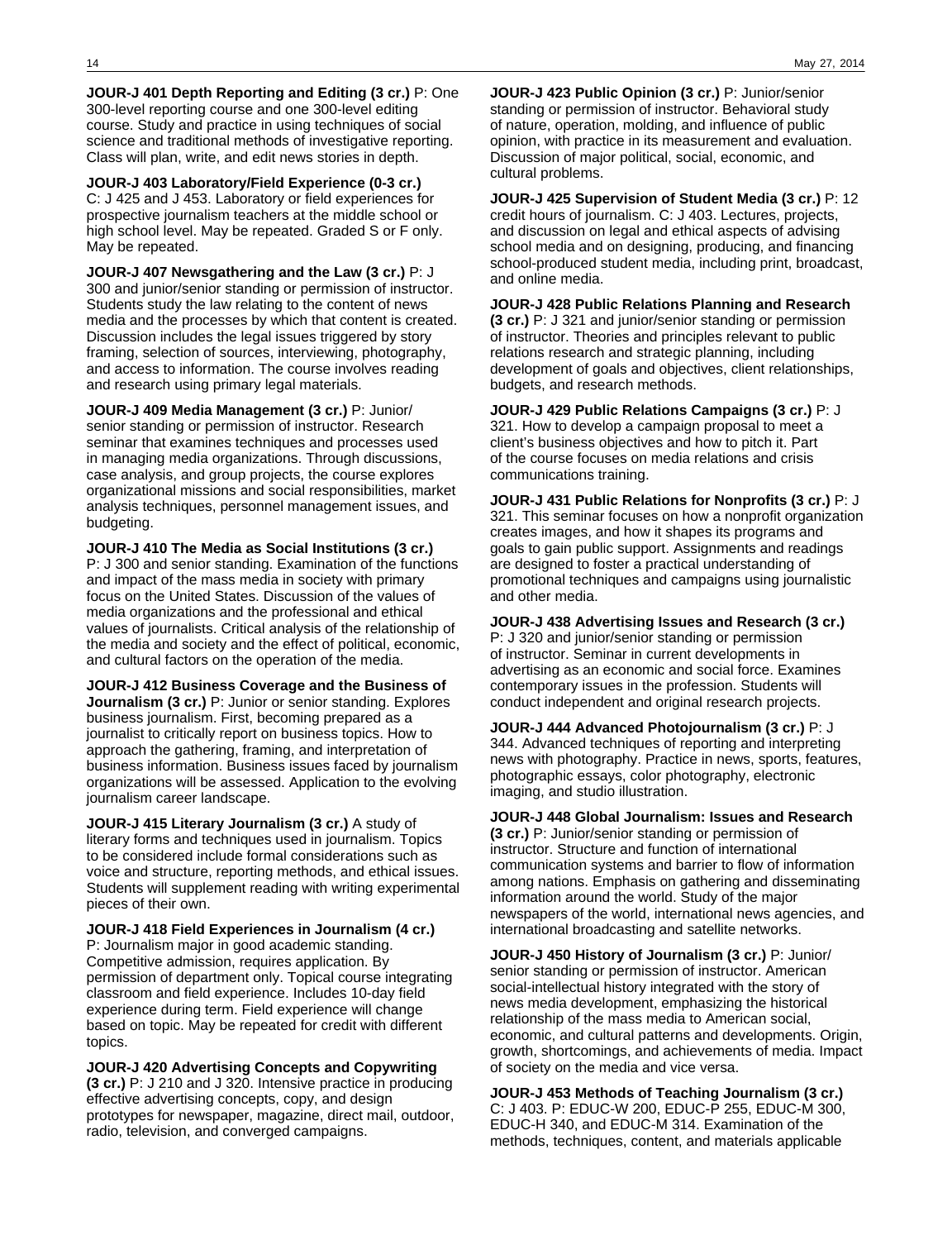**JOUR-J 401 Depth Reporting and Editing (3 cr.)** P: One 300-level reporting course and one 300-level editing course. Study and practice in using techniques of social science and traditional methods of investigative reporting. Class will plan, write, and edit news stories in depth.

**JOUR-J 403 Laboratory/Field Experience (0-3 cr.)** C: J 425 and J 453. Laboratory or field experiences for prospective journalism teachers at the middle school or high school level. May be repeated. Graded S or F only. May be repeated.

**JOUR-J 407 Newsgathering and the Law (3 cr.)** P: J 300 and junior/senior standing or permission of instructor. Students study the law relating to the content of news media and the processes by which that content is created. Discussion includes the legal issues triggered by story framing, selection of sources, interviewing, photography, and access to information. The course involves reading and research using primary legal materials.

**JOUR-J 409 Media Management (3 cr.)** P: Junior/senior standing or permission of instructor. Research seminar that examines techniques and processes used in managing media organizations. Through discussions, case analysis, and group projects, the course explores organizational missions and social responsibilities, market analysis techniques, personnel management issues, and budgeting.

**JOUR-J 410 The Media as Social Institutions (3 cr.)** P: J 300 and senior standing. Examination of the functions and impact of the mass media in society with primary focus on the United States. Discussion of the values of media organizations and the professional and ethical values of journalists. Critical analysis of the relationship of the media and society and the effect of political, economic, and cultural factors on the operation of the media.

**JOUR-J 412 Business Coverage and the Business of Journalism (3 cr.)** P: Junior or senior standing. Explores business journalism. First, becoming prepared as a journalist to critically report on business topics. How to approach the gathering, framing, and interpretation of business information. Business issues faced by journalism organizations will be assessed. Application to the evolving journalism career landscape.

**JOUR-J 415 Literary Journalism (3 cr.)** A study of literary forms and techniques used in journalism. Topics to be considered include formal considerations such as voice and structure, reporting methods, and ethical issues. Students will supplement reading with writing experimental pieces of their own.

**JOUR-J 418 Field Experiences in Journalism (4 cr.)** P: Journalism major in good academic standing. Competitive admission, requires application. By permission of department only. Topical course integrating classroom and field experience. Includes 10-day field experience during term. Field experience will change based on topic. May be repeated for credit with different topics.

**JOUR-J 420 Advertising Concepts and Copywriting (3 cr.)** P: J 210 and J 320. Intensive practice in producing effective advertising concepts, copy, and design prototypes for newspaper, magazine, direct mail, outdoor, radio, television, and converged campaigns.

**JOUR-J 423 Public Opinion (3 cr.)** P: Junior/senior standing or permission of instructor. Behavioral study of nature, operation, molding, and influence of public opinion, with practice in its measurement and evaluation. Discussion of major political, social, economic, and cultural problems.

**JOUR-J 425 Supervision of Student Media (3 cr.)** P: 12 credit hours of journalism. C: J 403. Lectures, projects, and discussion on legal and ethical aspects of advising school media and on designing, producing, and financing school-produced student media, including print, broadcast, and online media.

**JOUR-J 428 Public Relations Planning and Research (3 cr.)** P: J 321 and junior/senior standing or permission of instructor. Theories and principles relevant to public relations research and strategic planning, including development of goals and objectives, client relationships, budgets, and research methods.

**JOUR-J 429 Public Relations Campaigns (3 cr.)** P: J 321. How to develop a campaign proposal to meet a client's business objectives and how to pitch it. Part of the course focuses on media relations and crisis communications training.

**JOUR-J 431 Public Relations for Nonprofits (3 cr.)** P: J 321. This seminar focuses on how a nonprofit organization creates images, and how it shapes its programs and goals to gain public support. Assignments and readings are designed to foster a practical understanding of promotional techniques and campaigns using journalistic and other media.

**JOUR-J 438 Advertising Issues and Research (3 cr.)** P: J 320 and junior/senior standing or permission of instructor. Seminar in current developments in advertising as an economic and social force. Examines contemporary issues in the profession. Students will conduct independent and original research projects.

**JOUR-J 444 Advanced Photojournalism (3 cr.)** P: J 344. Advanced techniques of reporting and interpreting news with photography. Practice in news, sports, features, photographic essays, color photography, electronic imaging, and studio illustration.

**JOUR-J 448 Global Journalism: Issues and Research (3 cr.)** P: Junior/senior standing or permission of instructor. Structure and function of international communication systems and barrier to flow of information among nations. Emphasis on gathering and disseminating information around the world. Study of the major newspapers of the world, international news agencies, and international broadcasting and satellite networks.

**JOUR-J 450 History of Journalism (3 cr.)** P: Junior/senior standing or permission of instructor. American social-intellectual history integrated with the story of news media development, emphasizing the historical relationship of the mass media to American social, economic, and cultural patterns and developments. Origin, growth, shortcomings, and achievements of media. Impact of society on the media and vice versa.

**JOUR-J 453 Methods of Teaching Journalism (3 cr.)** C: J 403. P: EDUC-W 200, EDUC-P 255, EDUC-M 300, EDUC-H 340, and EDUC-M 314. Examination of the methods, techniques, content, and materials applicable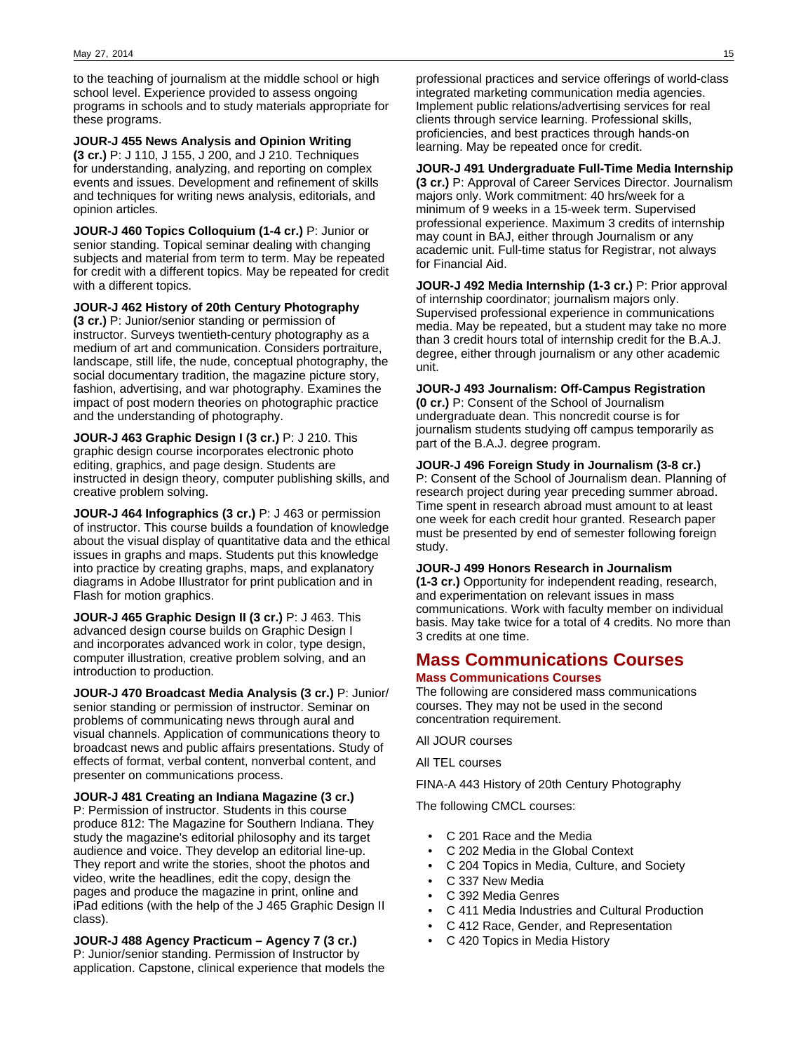to the teaching of journalism at the middle school or high school level. Experience provided to assess ongoing programs in schools and to study materials appropriate for these programs.

**JOUR-J 455 News Analysis and Opinion Writing (3 cr.)** P: J 110, J 155, J 200, and J 210. Techniques for understanding, analyzing, and reporting on complex events and issues. Development and refinement of skills and techniques for writing news analysis, editorials, and opinion articles.

**JOUR-J 460 Topics Colloquium (1-4 cr.)** P: Junior or senior standing. Topical seminar dealing with changing subjects and material from term to term. May be repeated for credit with a different topics. May be repeated for credit with a different topics.

**JOUR-J 462 History of 20th Century Photography (3 cr.)** P: Junior/senior standing or permission of instructor. Surveys twentieth-century photography as a medium of art and communication. Considers portraiture, landscape, still life, the nude, conceptual photography, the social documentary tradition, the magazine picture story, fashion, advertising, and war photography. Examines the impact of post modern theories on photographic practice and the understanding of photography.

**JOUR-J 463 Graphic Design I (3 cr.)** P: J 210. This graphic design course incorporates electronic photo editing, graphics, and page design. Students are instructed in design theory, computer publishing skills, and creative problem solving.

**JOUR-J 464 Infographics (3 cr.)** P: J 463 or permission of instructor. This course builds a foundation of knowledge about the visual display of quantitative data and the ethical issues in graphs and maps. Students put this knowledge into practice by creating graphs, maps, and explanatory diagrams in Adobe Illustrator for print publication and in Flash for motion graphics.

**JOUR-J 465 Graphic Design II (3 cr.)** P: J 463. This advanced design course builds on Graphic Design I and incorporates advanced work in color, type design, computer illustration, creative problem solving, and an introduction to production.

**JOUR-J 470 Broadcast Media Analysis (3 cr.)** P: Junior/senior standing or permission of instructor. Seminar on problems of communicating news through aural and visual channels. Application of communications theory to broadcast news and public affairs presentations. Study of effects of format, verbal content, nonverbal content, and presenter on communications process.

**JOUR-J 481 Creating an Indiana Magazine (3 cr.)** P: Permission of instructor. Students in this course produce 812: The Magazine for Southern Indiana. They study the magazine's editorial philosophy and its target audience and voice. They develop an editorial line-up. They report and write the stories, shoot the photos and video, write the headlines, edit the copy, design the pages and produce the magazine in print, online and iPad editions (with the help of the J 465 Graphic Design II class).

**JOUR-J 488 Agency Practicum – Agency 7 (3 cr.)** P: Junior/senior standing. Permission of Instructor by application. Capstone, clinical experience that models the professional practices and service offerings of world-class integrated marketing communication media agencies. Implement public relations/advertising services for real clients through service learning. Professional skills, proficiencies, and best practices through hands-on learning. May be repeated once for credit.

**JOUR-J 491 Undergraduate Full-Time Media Internship (3 cr.)** P: Approval of Career Services Director. Journalism majors only. Work commitment: 40 hrs/week for a minimum of 9 weeks in a 15-week term. Supervised professional experience. Maximum 3 credits of internship may count in BAJ, either through Journalism or any academic unit. Full-time status for Registrar, not always for Financial Aid.

**JOUR-J 492 Media Internship (1-3 cr.)** P: Prior approval of internship coordinator; journalism majors only. Supervised professional experience in communications media. May be repeated, but a student may take no more than 3 credit hours total of internship credit for the B.A.J. degree, either through journalism or any other academic unit.

**JOUR-J 493 Journalism: Off-Campus Registration (0 cr.)** P: Consent of the School of Journalism undergraduate dean. This noncredit course is for journalism students studying off campus temporarily as part of the B.A.J. degree program.

**JOUR-J 496 Foreign Study in Journalism (3-8 cr.)** P: Consent of the School of Journalism dean. Planning of research project during year preceding summer abroad. Time spent in research abroad must amount to at least one week for each credit hour granted. Research paper must be presented by end of semester following foreign study.

**JOUR-J 499 Honors Research in Journalism (1-3 cr.)** Opportunity for independent reading, research, and experimentation on relevant issues in mass communications. Work with faculty member on individual basis. May take twice for a total of 4 credits. No more than 3 credits at one time.

# Mass Communications Courses

### Mass Communications Courses

The following are considered mass communications courses. They may not be used in the second concentration requirement.

All JOUR courses

All TEL courses

FINA-A 443 History of 20th Century Photography

The following CMCL courses:

- C 201 Race and the Media
- C 202 Media in the Global Context
- C 204 Topics in Media, Culture, and Society
- C 337 New Media
- C 392 Media Genres
- C 411 Media Industries and Cultural Production
- C 412 Race, Gender, and Representation
- C 420 Topics in Media History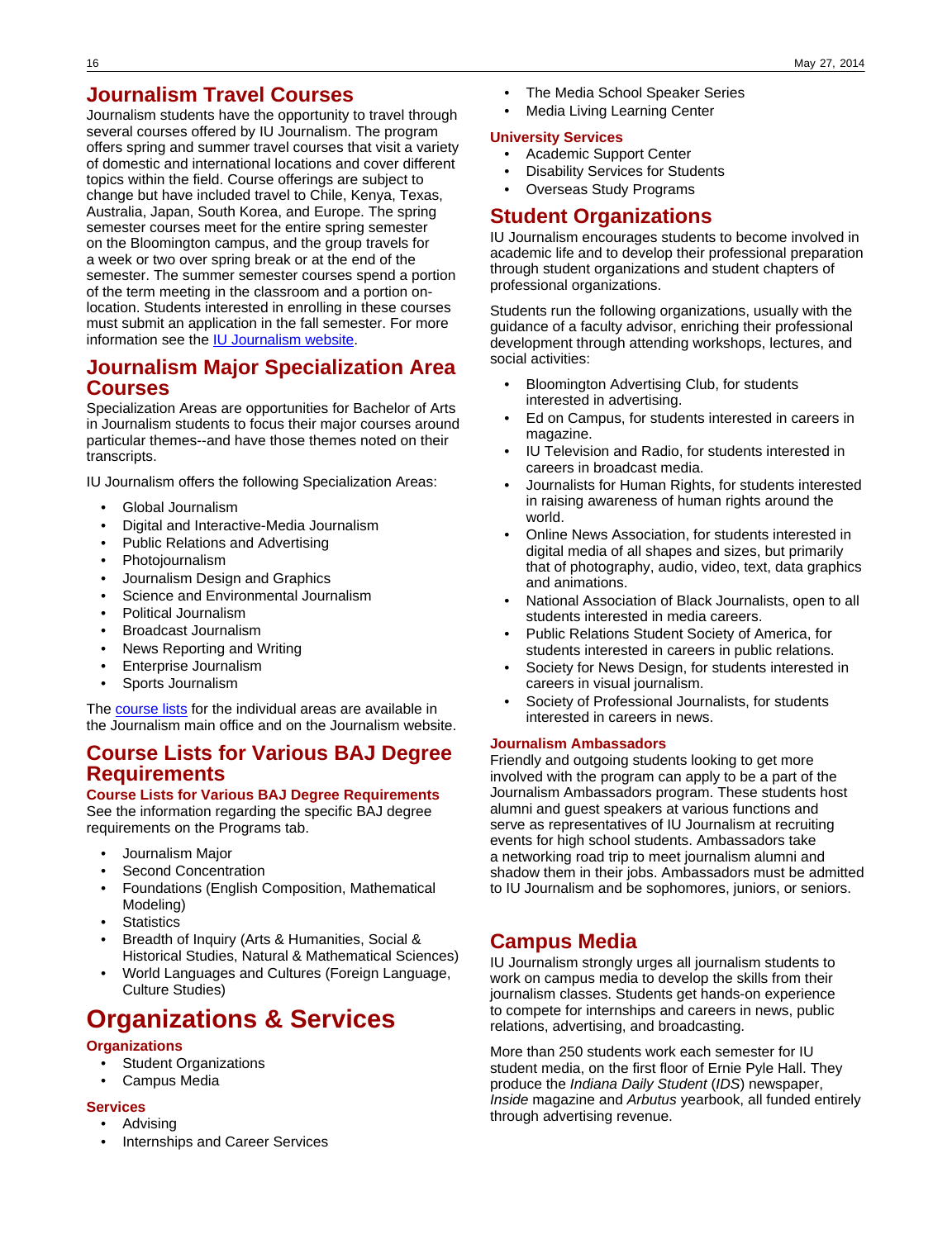## Journalism Travel Courses

Journalism students have the opportunity to travel through several courses offered by IU Journalism. The program offers spring and summer travel courses that visit a variety of domestic and international locations and cover different topics within the field. Course offerings are subject to change but have included travel to Chile, Kenya, Texas, Australia, Japan, South Korea, and Europe. The spring semester courses meet for the entire spring semester on the Bloomington campus, and the group travels for a week or two over spring break or at the end of the semester. The summer semester courses spend a portion of the term meeting in the classroom and a portion on-location. Students interested in enrolling in these courses must submit an application in the fall semester. For more information see the IU Journalism website.

## Journalism Major Specialization Area Courses

Specialization Areas are opportunities for Bachelor of Arts in Journalism students to focus their major courses around particular themes--and have those themes noted on their transcripts.

IU Journalism offers the following Specialization Areas:

- Global Journalism
- Digital and Interactive-Media Journalism
- Public Relations and Advertising
- Photojournalism
- Journalism Design and Graphics
- Science and Environmental Journalism
- Political Journalism
- Broadcast Journalism
- News Reporting and Writing
- Enterprise Journalism
- Sports Journalism

The course lists for the individual areas are available in the Journalism main office and on the Journalism website.

## Course Lists for Various BAJ Degree Requirements

### Course Lists for Various BAJ Degree Requirements

See the information regarding the specific BAJ degree requirements on the Programs tab.

- Journalism Major
- Second Concentration
- Foundations (English Composition, Mathematical Modeling)
- Statistics
- Breadth of Inquiry (Arts & Humanities, Social & Historical Studies, Natural & Mathematical Sciences)
- World Languages and Cultures (Foreign Language, Culture Studies)

# Organizations & Services

### Organizations

- Student Organizations
- Campus Media

### Services

- Advising
- Internships and Career Services
- The Media School Speaker Series
- Media Living Learning Center

### University Services

- Academic Support Center
- Disability Services for Students
- Overseas Study Programs

## Student Organizations

IU Journalism encourages students to become involved in academic life and to develop their professional preparation through student organizations and student chapters of professional organizations.

Students run the following organizations, usually with the guidance of a faculty advisor, enriching their professional development through attending workshops, lectures, and social activities:

- Bloomington Advertising Club, for students interested in advertising.
- Ed on Campus, for students interested in careers in magazine.
- IU Television and Radio, for students interested in careers in broadcast media.
- Journalists for Human Rights, for students interested in raising awareness of human rights around the world.
- Online News Association, for students interested in digital media of all shapes and sizes, but primarily that of photography, audio, video, text, data graphics and animations.
- National Association of Black Journalists, open to all students interested in media careers.
- Public Relations Student Society of America, for students interested in careers in public relations.
- Society for News Design, for students interested in careers in visual journalism.
- Society of Professional Journalists, for students interested in careers in news.

### Journalism Ambassadors

Friendly and outgoing students looking to get more involved with the program can apply to be a part of the Journalism Ambassadors program. These students host alumni and guest speakers at various functions and serve as representatives of IU Journalism at recruiting events for high school students. Ambassadors take a networking road trip to meet journalism alumni and shadow them in their jobs. Ambassadors must be admitted to IU Journalism and be sophomores, juniors, or seniors.

## Campus Media

IU Journalism strongly urges all journalism students to work on campus media to develop the skills from their journalism classes. Students get hands-on experience to compete for internships and careers in news, public relations, advertising, and broadcasting.

More than 250 students work each semester for IU student media, on the first floor of Ernie Pyle Hall. They produce the *Indiana Daily Student* (*IDS*) newspaper, *Inside* magazine and *Arbutus* yearbook, all funded entirely through advertising revenue.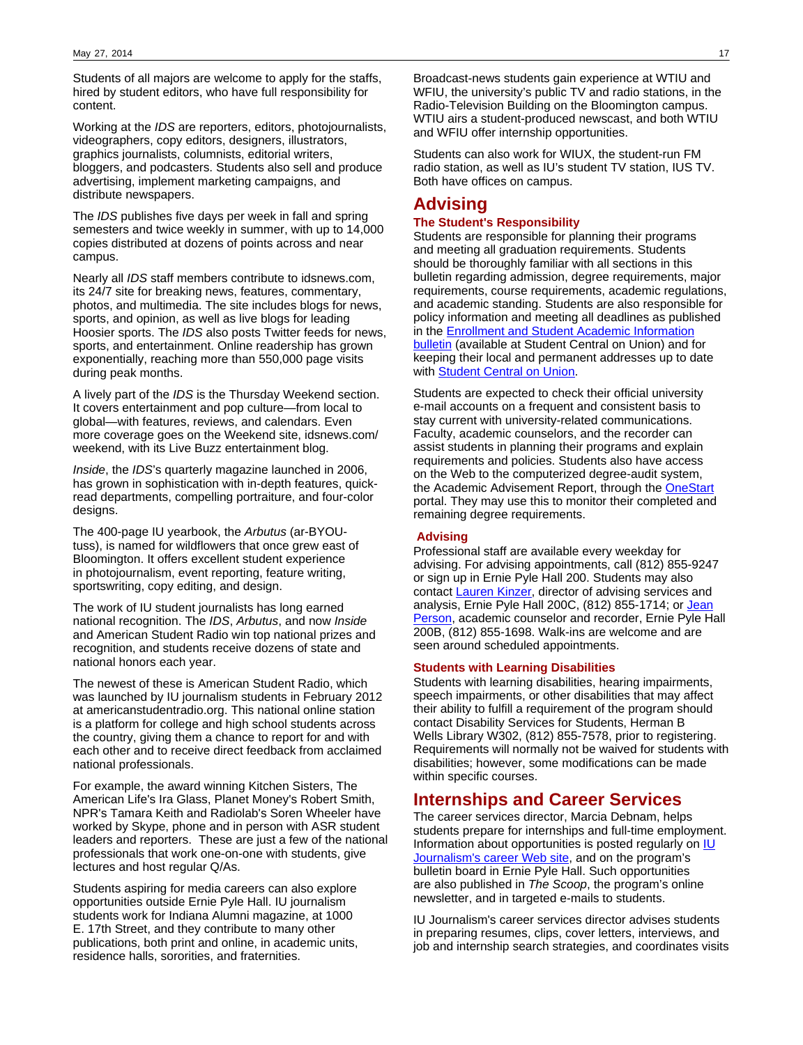Students of all majors are welcome to apply for the staffs, hired by student editors, who have full responsibility for content.

Working at the *IDS* are reporters, editors, photojournalists, videographers, copy editors, designers, illustrators, graphics journalists, columnists, editorial writers, bloggers, and podcasters. Students also sell and produce advertising, implement marketing campaigns, and distribute newspapers.

The *IDS* publishes five days per week in fall and spring semesters and twice weekly in summer, with up to 14,000 copies distributed at dozens of points across and near campus.

Nearly all *IDS* staff members contribute to idsnews.com, its 24/7 site for breaking news, features, commentary, photos, and multimedia. The site includes blogs for news, sports, and opinion, as well as live blogs for leading Hoosier sports. The *IDS* also posts Twitter feeds for news, sports, and entertainment. Online readership has grown exponentially, reaching more than 550,000 page visits during peak months.

A lively part of the *IDS* is the Thursday Weekend section. It covers entertainment and pop culture—from local to global—with features, reviews, and calendars. Even more coverage goes on the Weekend site, idsnews.com/weekend, with its Live Buzz entertainment blog.

*Inside*, the *IDS*'s quarterly magazine launched in 2006, has grown in sophistication with in-depth features, quick-read departments, compelling portraiture, and four-color designs.

The 400-page IU yearbook, the *Arbutus* (ar-BYOU-tuss), is named for wildflowers that once grew east of Bloomington. It offers excellent student experience in photojournalism, event reporting, feature writing, sportswriting, copy editing, and design.

The work of IU student journalists has long earned national recognition. The *IDS*, *Arbutus*, and now *Inside* and American Student Radio win top national prizes and recognition, and students receive dozens of state and national honors each year.

The newest of these is American Student Radio, which was launched by IU journalism students in February 2012 at americanstudentradio.org. This national online station is a platform for college and high school students across the country, giving them a chance to report for and with each other and to receive direct feedback from acclaimed national professionals.

For example, the award winning Kitchen Sisters, The American Life's Ira Glass, Planet Money's Robert Smith, NPR's Tamara Keith and Radiolab's Soren Wheeler have worked by Skype, phone and in person with ASR student leaders and reporters. These are just a few of the national professionals that work one-on-one with students, give lectures and host regular Q/As.

Students aspiring for media careers can also explore opportunities outside Ernie Pyle Hall. IU journalism students work for Indiana Alumni magazine, at 1000 E. 17th Street, and they contribute to many other publications, both print and online, in academic units, residence halls, sororities, and fraternities.

Broadcast-news students gain experience at WTIU and WFIU, the university's public TV and radio stations, in the Radio-Television Building on the Bloomington campus. WTIU airs a student-produced newscast, and both WTIU and WFIU offer internship opportunities.

Students can also work for WIUX, the student-run FM radio station, as well as IU's student TV station, IUS TV. Both have offices on campus.

## Advising

### The Student's Responsibility

Students are responsible for planning their programs and meeting all graduation requirements. Students should be thoroughly familiar with all sections in this bulletin regarding admission, degree requirements, major requirements, course requirements, academic regulations, and academic standing. Students are also responsible for policy information and meeting all deadlines as published in the [Enrollment and Student Academic Information bulletin] (available at Student Central on Union) and for keeping their local and permanent addresses up to date with [Student Central on Union].

Students are expected to check their official university e-mail accounts on a frequent and consistent basis to stay current with university-related communications. Faculty, academic counselors, and the recorder can assist students in planning their programs and explain requirements and policies. Students also have access on the Web to the computerized degree-audit system, the Academic Advisement Report, through the [OneStart] portal. They may use this to monitor their completed and remaining degree requirements.

### Advising

Professional staff are available every weekday for advising. For advising appointments, call (812) 855-9247 or sign up in Ernie Pyle Hall 200. Students may also contact [Lauren Kinzer], director of advising services and analysis, Ernie Pyle Hall 200C, (812) 855-1714; or [Jean Person], academic counselor and recorder, Ernie Pyle Hall 200B, (812) 855-1698. Walk-ins are welcome and are seen around scheduled appointments.

### Students with Learning Disabilities

Students with learning disabilities, hearing impairments, speech impairments, or other disabilities that may affect their ability to fulfill a requirement of the program should contact Disability Services for Students, Herman B Wells Library W302, (812) 855-7578, prior to registering. Requirements will normally not be waived for students with disabilities; however, some modifications can be made within specific courses.

## Internships and Career Services

The career services director, Marcia Debnam, helps students prepare for internships and full-time employment. Information about opportunities is posted regularly on [IU Journalism's career Web site], and on the program's bulletin board in Ernie Pyle Hall. Such opportunities are also published in *The Scoop*, the program's online newsletter, and in targeted e-mails to students.

IU Journalism's career services director advises students in preparing resumes, clips, cover letters, interviews, and job and internship search strategies, and coordinates visits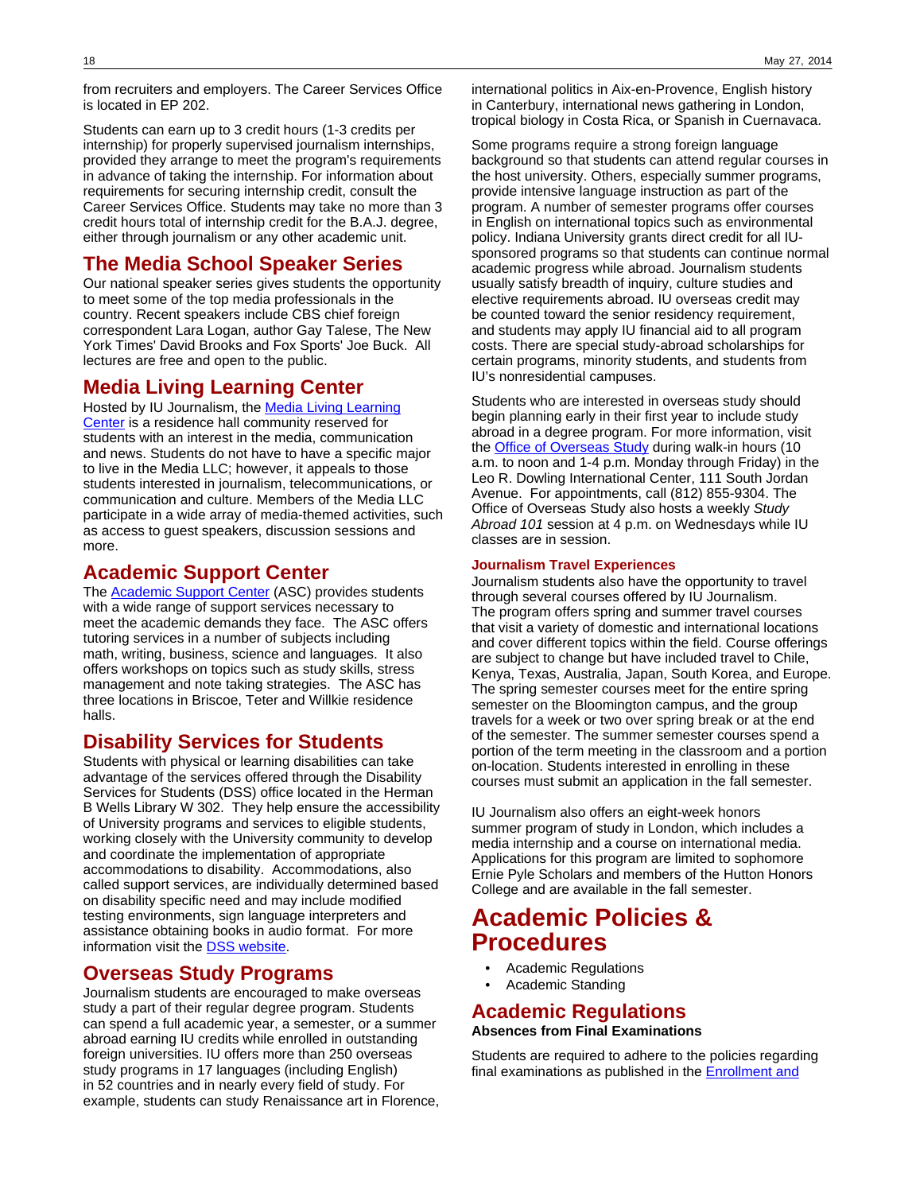from recruiters and employers. The Career Services Office is located in EP 202.

Students can earn up to 3 credit hours (1-3 credits per internship) for properly supervised journalism internships, provided they arrange to meet the program's requirements in advance of taking the internship. For information about requirements for securing internship credit, consult the Career Services Office. Students may take no more than 3 credit hours total of internship credit for the B.A.J. degree, either through journalism or any other academic unit.

## The Media School Speaker Series

Our national speaker series gives students the opportunity to meet some of the top media professionals in the country. Recent speakers include CBS chief foreign correspondent Lara Logan, author Gay Talese, The New York Times' David Brooks and Fox Sports' Joe Buck. All lectures are free and open to the public.

## Media Living Learning Center

Hosted by IU Journalism, the Media Living Learning Center is a residence hall community reserved for students with an interest in the media, communication and news. Students do not have to have a specific major to live in the Media LLC; however, it appeals to those students interested in journalism, telecommunications, or communication and culture. Members of the Media LLC participate in a wide array of media-themed activities, such as access to guest speakers, discussion sessions and more.

## Academic Support Center

The Academic Support Center (ASC) provides students with a wide range of support services necessary to meet the academic demands they face. The ASC offers tutoring services in a number of subjects including math, writing, business, science and languages. It also offers workshops on topics such as study skills, stress management and note taking strategies. The ASC has three locations in Briscoe, Teter and Willkie residence halls.

## Disability Services for Students

Students with physical or learning disabilities can take advantage of the services offered through the Disability Services for Students (DSS) office located in the Herman B Wells Library W 302. They help ensure the accessibility of University programs and services to eligible students, working closely with the University community to develop and coordinate the implementation of appropriate accommodations to disability. Accommodations, also called support services, are individually determined based on disability specific need and may include modified testing environments, sign language interpreters and assistance obtaining books in audio format. For more information visit the DSS website.

## Overseas Study Programs

Journalism students are encouraged to make overseas study a part of their regular degree program. Students can spend a full academic year, a semester, or a summer abroad earning IU credits while enrolled in outstanding foreign universities. IU offers more than 250 overseas study programs in 17 languages (including English) in 52 countries and in nearly every field of study. For example, students can study Renaissance art in Florence, international politics in Aix-en-Provence, English history in Canterbury, international news gathering in London, tropical biology in Costa Rica, or Spanish in Cuernavaca.

Some programs require a strong foreign language background so that students can attend regular courses in the host university. Others, especially summer programs, provide intensive language instruction as part of the program. A number of semester programs offer courses in English on international topics such as environmental policy. Indiana University grants direct credit for all IU-sponsored programs so that students can continue normal academic progress while abroad. Journalism students usually satisfy breadth of inquiry, culture studies and elective requirements abroad. IU overseas credit may be counted toward the senior residency requirement, and students may apply IU financial aid to all program costs. There are special study-abroad scholarships for certain programs, minority students, and students from IU's nonresidential campuses.

Students who are interested in overseas study should begin planning early in their first year to include study abroad in a degree program. For more information, visit the Office of Overseas Study during walk-in hours (10 a.m. to noon and 1-4 p.m. Monday through Friday) in the Leo R. Dowling International Center, 111 South Jordan Avenue. For appointments, call (812) 855-9304. The Office of Overseas Study also hosts a weekly *Study Abroad 101* session at 4 p.m. on Wednesdays while IU classes are in session.

#### Journalism Travel Experiences

Journalism students also have the opportunity to travel through several courses offered by IU Journalism. The program offers spring and summer travel courses that visit a variety of domestic and international locations and cover different topics within the field. Course offerings are subject to change but have included travel to Chile, Kenya, Texas, Australia, Japan, South Korea, and Europe. The spring semester courses meet for the entire spring semester on the Bloomington campus, and the group travels for a week or two over spring break or at the end of the semester. The summer semester courses spend a portion of the term meeting in the classroom and a portion on-location. Students interested in enrolling in these courses must submit an application in the fall semester.

IU Journalism also offers an eight-week honors summer program of study in London, which includes a media internship and a course on international media. Applications for this program are limited to sophomore Ernie Pyle Scholars and members of the Hutton Honors College and are available in the fall semester.

# Academic Policies & Procedures

- Academic Regulations
- Academic Standing

## Academic Regulations

**Absences from Final Examinations**

Students are required to adhere to the policies regarding final examinations as published in the Enrollment and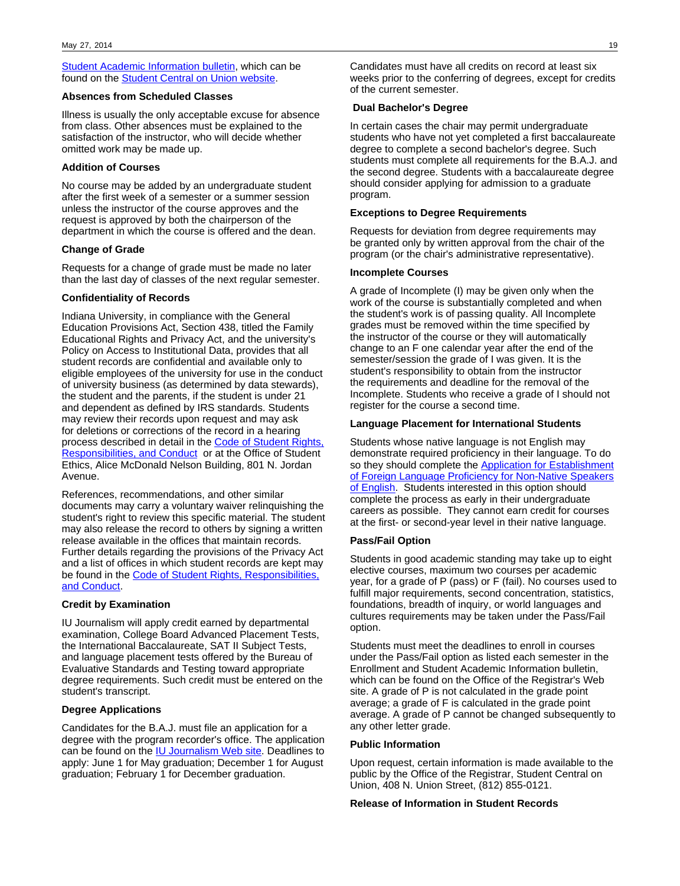Student Academic Information bulletin, which can be found on the Student Central on Union website.

### Absences from Scheduled Classes

Illness is usually the only acceptable excuse for absence from class. Other absences must be explained to the satisfaction of the instructor, who will decide whether omitted work may be made up.

### Addition of Courses

No course may be added by an undergraduate student after the first week of a semester or a summer session unless the instructor of the course approves and the request is approved by both the chairperson of the department in which the course is offered and the dean.

### Change of Grade

Requests for a change of grade must be made no later than the last day of classes of the next regular semester.

### Confidentiality of Records

Indiana University, in compliance with the General Education Provisions Act, Section 438, titled the Family Educational Rights and Privacy Act, and the university's Policy on Access to Institutional Data, provides that all student records are confidential and available only to eligible employees of the university for use in the conduct of university business (as determined by data stewards), the student and the parents, if the student is under 21 and dependent as defined by IRS standards. Students may review their records upon request and may ask for deletions or corrections of the record in a hearing process described in detail in the Code of Student Rights, Responsibilities, and Conduct or at the Office of Student Ethics, Alice McDonald Nelson Building, 801 N. Jordan Avenue.

References, recommendations, and other similar documents may carry a voluntary waiver relinquishing the student's right to review this specific material. The student may also release the record to others by signing a written release available in the offices that maintain records. Further details regarding the provisions of the Privacy Act and a list of offices in which student records are kept may be found in the Code of Student Rights, Responsibilities, and Conduct.

### Credit by Examination

IU Journalism will apply credit earned by departmental examination, College Board Advanced Placement Tests, the International Baccalaureate, SAT II Subject Tests, and language placement tests offered by the Bureau of Evaluative Standards and Testing toward appropriate degree requirements. Such credit must be entered on the student's transcript.

### Degree Applications

Candidates for the B.A.J. must file an application for a degree with the program recorder's office. The application can be found on the IU Journalism Web site. Deadlines to apply: June 1 for May graduation; December 1 for August graduation; February 1 for December graduation.

Candidates must have all credits on record at least six weeks prior to the conferring of degrees, except for credits of the current semester.

### Dual Bachelor's Degree

In certain cases the chair may permit undergraduate students who have not yet completed a first baccalaureate degree to complete a second bachelor's degree. Such students must complete all requirements for the B.A.J. and the second degree. Students with a baccalaureate degree should consider applying for admission to a graduate program.

### Exceptions to Degree Requirements

Requests for deviation from degree requirements may be granted only by written approval from the chair of the program (or the chair's administrative representative).

### Incomplete Courses

A grade of Incomplete (I) may be given only when the work of the course is substantially completed and when the student's work is of passing quality. All Incomplete grades must be removed within the time specified by the instructor of the course or they will automatically change to an F one calendar year after the end of the semester/session the grade of I was given. It is the student's responsibility to obtain from the instructor the requirements and deadline for the removal of the Incomplete. Students who receive a grade of I should not register for the course a second time.

### Language Placement for International Students

Students whose native language is not English may demonstrate required proficiency in their language. To do so they should complete the Application for Establishment of Foreign Language Proficiency for Non-Native Speakers of English. Students interested in this option should complete the process as early in their undergraduate careers as possible. They cannot earn credit for courses at the first- or second-year level in their native language.

### Pass/Fail Option

Students in good academic standing may take up to eight elective courses, maximum two courses per academic year, for a grade of P (pass) or F (fail). No courses used to fulfill major requirements, second concentration, statistics, foundations, breadth of inquiry, or world languages and cultures requirements may be taken under the Pass/Fail option.

Students must meet the deadlines to enroll in courses under the Pass/Fail option as listed each semester in the Enrollment and Student Academic Information bulletin, which can be found on the Office of the Registrar's Web site. A grade of P is not calculated in the grade point average; a grade of F is calculated in the grade point average. A grade of P cannot be changed subsequently to any other letter grade.

### Public Information

Upon request, certain information is made available to the public by the Office of the Registrar, Student Central on Union, 408 N. Union Street, (812) 855-0121.

### Release of Information in Student Records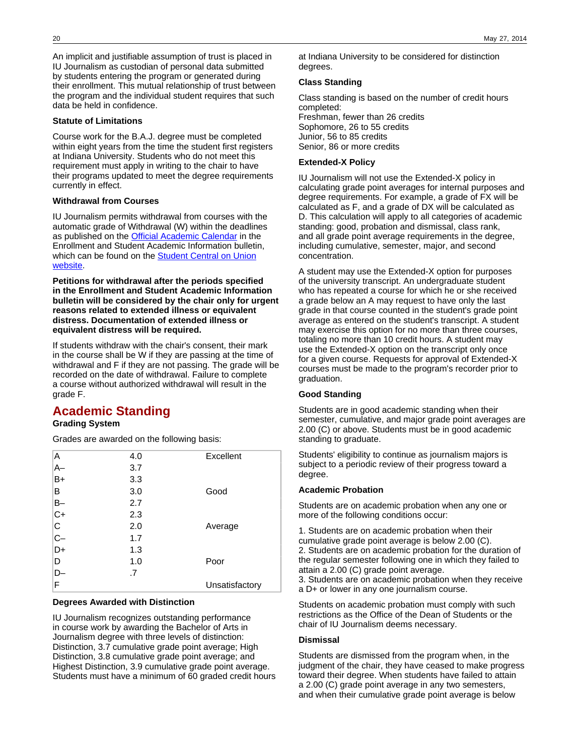An implicit and justifiable assumption of trust is placed in IU Journalism as custodian of personal data submitted by students entering the program or generated during their enrollment. This mutual relationship of trust between the program and the individual student requires that such data be held in confidence.

### Statute of Limitations

Course work for the B.A.J. degree must be completed within eight years from the time the student first registers at Indiana University. Students who do not meet this requirement must apply in writing to the chair to have their programs updated to meet the degree requirements currently in effect.

### Withdrawal from Courses

IU Journalism permits withdrawal from courses with the automatic grade of Withdrawal (W) within the deadlines as published on the [Official Academic Calendar] in the Enrollment and Student Academic Information bulletin, which can be found on the [Student Central on Union website].

**Petitions for withdrawal after the periods specified in the Enrollment and Student Academic Information bulletin will be considered by the chair only for urgent reasons related to extended illness or equivalent distress. Documentation of extended illness or equivalent distress will be required.**

If students withdraw with the chair's consent, their mark in the course shall be W if they are passing at the time of withdrawal and F if they are not passing. The grade will be recorded on the date of withdrawal. Failure to complete a course without authorized withdrawal will result in the grade F.

## Academic Standing

### Grading System

Grades are awarded on the following basis:

| | | |
|---|---|---|
| A | 4.0 | Excellent |
| A– | 3.7 | |
| B+ | 3.3 | |
| B | 3.0 | Good |
| B– | 2.7 | |
| C+ | 2.3 | |
| C | 2.0 | Average |
| C– | 1.7 | |
| D+ | 1.3 | |
| D | 1.0 | Poor |
| D– | .7 | |
| F | | Unsatisfactory |

### Degrees Awarded with Distinction

IU Journalism recognizes outstanding performance in course work by awarding the Bachelor of Arts in Journalism degree with three levels of distinction: Distinction, 3.7 cumulative grade point average; High Distinction, 3.8 cumulative grade point average; and Highest Distinction, 3.9 cumulative grade point average. Students must have a minimum of 60 graded credit hours at Indiana University to be considered for distinction degrees.

### Class Standing

Class standing is based on the number of credit hours completed:
Freshman, fewer than 26 credits
Sophomore, 26 to 55 credits
Junior, 56 to 85 credits
Senior, 86 or more credits

### Extended-X Policy

IU Journalism will not use the Extended-X policy in calculating grade point averages for internal purposes and degree requirements. For example, a grade of FX will be calculated as F, and a grade of DX will be calculated as D. This calculation will apply to all categories of academic standing: good, probation and dismissal, class rank, and all grade point average requirements in the degree, including cumulative, semester, major, and second concentration.

A student may use the Extended-X option for purposes of the university transcript. An undergraduate student who has repeated a course for which he or she received a grade below an A may request to have only the last grade in that course counted in the student's grade point average as entered on the student's transcript. A student may exercise this option for no more than three courses, totaling no more than 10 credit hours. A student may use the Extended-X option on the transcript only once for a given course. Requests for approval of Extended-X courses must be made to the program's recorder prior to graduation.

### Good Standing

Students are in good academic standing when their semester, cumulative, and major grade point averages are 2.00 (C) or above. Students must be in good academic standing to graduate.

Students' eligibility to continue as journalism majors is subject to a periodic review of their progress toward a degree.

### Academic Probation

Students are on academic probation when any one or more of the following conditions occur:

1. Students are on academic probation when their cumulative grade point average is below 2.00 (C).
2. Students are on academic probation for the duration of the regular semester following one in which they failed to attain a 2.00 (C) grade point average.
3. Students are on academic probation when they receive a D+ or lower in any one journalism course.

Students on academic probation must comply with such restrictions as the Office of the Dean of Students or the chair of IU Journalism deems necessary.

### Dismissal

Students are dismissed from the program when, in the judgment of the chair, they have ceased to make progress toward their degree. When students have failed to attain a 2.00 (C) grade point average in any two semesters, and when their cumulative grade point average is below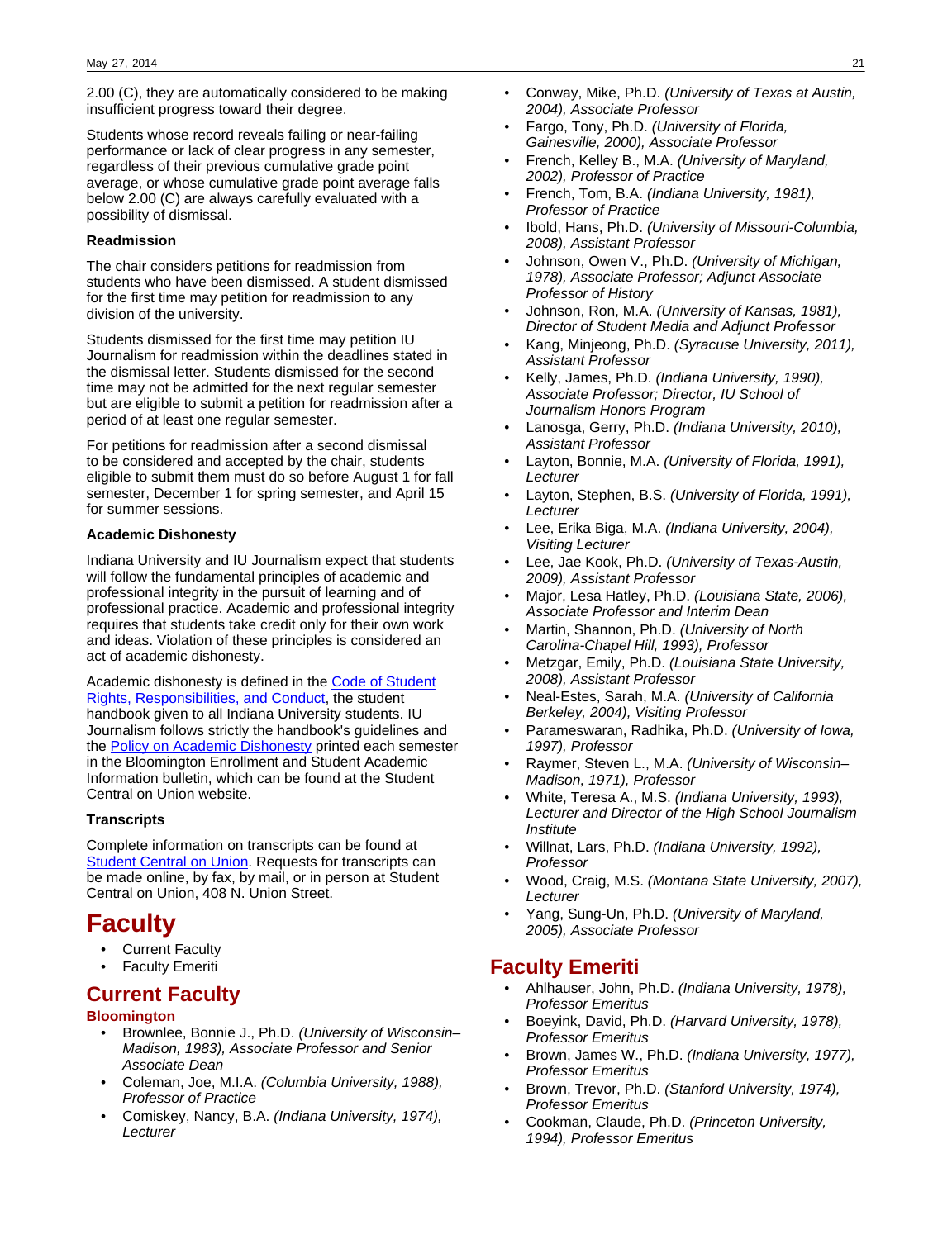2.00 (C), they are automatically considered to be making insufficient progress toward their degree.

Students whose record reveals failing or near-failing performance or lack of clear progress in any semester, regardless of their previous cumulative grade point average, or whose cumulative grade point average falls below 2.00 (C) are always carefully evaluated with a possibility of dismissal.

**Readmission**

The chair considers petitions for readmission from students who have been dismissed. A student dismissed for the first time may petition for readmission to any division of the university.

Students dismissed for the first time may petition IU Journalism for readmission within the deadlines stated in the dismissal letter. Students dismissed for the second time may not be admitted for the next regular semester but are eligible to submit a petition for readmission after a period of at least one regular semester.

For petitions for readmission after a second dismissal to be considered and accepted by the chair, students eligible to submit them must do so before August 1 for fall semester, December 1 for spring semester, and April 15 for summer sessions.

**Academic Dishonesty**

Indiana University and IU Journalism expect that students will follow the fundamental principles of academic and professional integrity in the pursuit of learning and of professional practice. Academic and professional integrity requires that students take credit only for their own work and ideas. Violation of these principles is considered an act of academic dishonesty.

Academic dishonesty is defined in the Code of Student Rights, Responsibilities, and Conduct, the student handbook given to all Indiana University students. IU Journalism follows strictly the handbook's guidelines and the Policy on Academic Dishonesty printed each semester in the Bloomington Enrollment and Student Academic Information bulletin, which can be found at the Student Central on Union website.

**Transcripts**

Complete information on transcripts can be found at Student Central on Union. Requests for transcripts can be made online, by fax, by mail, or in person at Student Central on Union, 408 N. Union Street.

# Faculty

- Current Faculty
- Faculty Emeriti

## Current Faculty

### Bloomington

- Brownlee, Bonnie J., Ph.D. *(University of Wisconsin–Madison, 1983), Associate Professor and Senior Associate Dean*
- Coleman, Joe, M.I.A. *(Columbia University, 1988), Professor of Practice*
- Comiskey, Nancy, B.A. *(Indiana University, 1974), Lecturer*
- Conway, Mike, Ph.D. *(University of Texas at Austin, 2004), Associate Professor*
- Fargo, Tony, Ph.D. *(University of Florida, Gainesville, 2000), Associate Professor*
- French, Kelley B., M.A. *(University of Maryland, 2002), Professor of Practice*
- French, Tom, B.A. *(Indiana University, 1981), Professor of Practice*
- Ibold, Hans, Ph.D. *(University of Missouri-Columbia, 2008), Assistant Professor*
- Johnson, Owen V., Ph.D. *(University of Michigan, 1978), Associate Professor; Adjunct Associate Professor of History*
- Johnson, Ron, M.A. *(University of Kansas, 1981), Director of Student Media and Adjunct Professor*
- Kang, Minjeong, Ph.D. *(Syracuse University, 2011), Assistant Professor*
- Kelly, James, Ph.D. *(Indiana University, 1990), Associate Professor; Director, IU School of Journalism Honors Program*
- Lanosga, Gerry, Ph.D. *(Indiana University, 2010), Assistant Professor*
- Layton, Bonnie, M.A. *(University of Florida, 1991), Lecturer*
- Layton, Stephen, B.S. *(University of Florida, 1991), Lecturer*
- Lee, Erika Biga, M.A. *(Indiana University, 2004), Visiting Lecturer*
- Lee, Jae Kook, Ph.D. *(University of Texas-Austin, 2009), Assistant Professor*
- Major, Lesa Hatley, Ph.D. *(Louisiana State, 2006), Associate Professor and Interim Dean*
- Martin, Shannon, Ph.D. *(University of North Carolina-Chapel Hill, 1993), Professor*
- Metzgar, Emily, Ph.D. *(Louisiana State University, 2008), Assistant Professor*
- Neal-Estes, Sarah, M.A. *(University of California Berkeley, 2004), Visiting Professor*
- Parameswaran, Radhika, Ph.D. *(University of Iowa, 1997), Professor*
- Raymer, Steven L., M.A. *(University of Wisconsin–Madison, 1971), Professor*
- White, Teresa A., M.S. *(Indiana University, 1993), Lecturer and Director of the High School Journalism Institute*
- Willnat, Lars, Ph.D. *(Indiana University, 1992), Professor*
- Wood, Craig, M.S. *(Montana State University, 2007), Lecturer*
- Yang, Sung-Un, Ph.D. *(University of Maryland, 2005), Associate Professor*

## Faculty Emeriti

- Ahlhauser, John, Ph.D. *(Indiana University, 1978), Professor Emeritus*
- Boeyink, David, Ph.D. *(Harvard University, 1978), Professor Emeritus*
- Brown, James W., Ph.D. *(Indiana University, 1977), Professor Emeritus*
- Brown, Trevor, Ph.D. *(Stanford University, 1974), Professor Emeritus*
- Cookman, Claude, Ph.D. *(Princeton University, 1994), Professor Emeritus*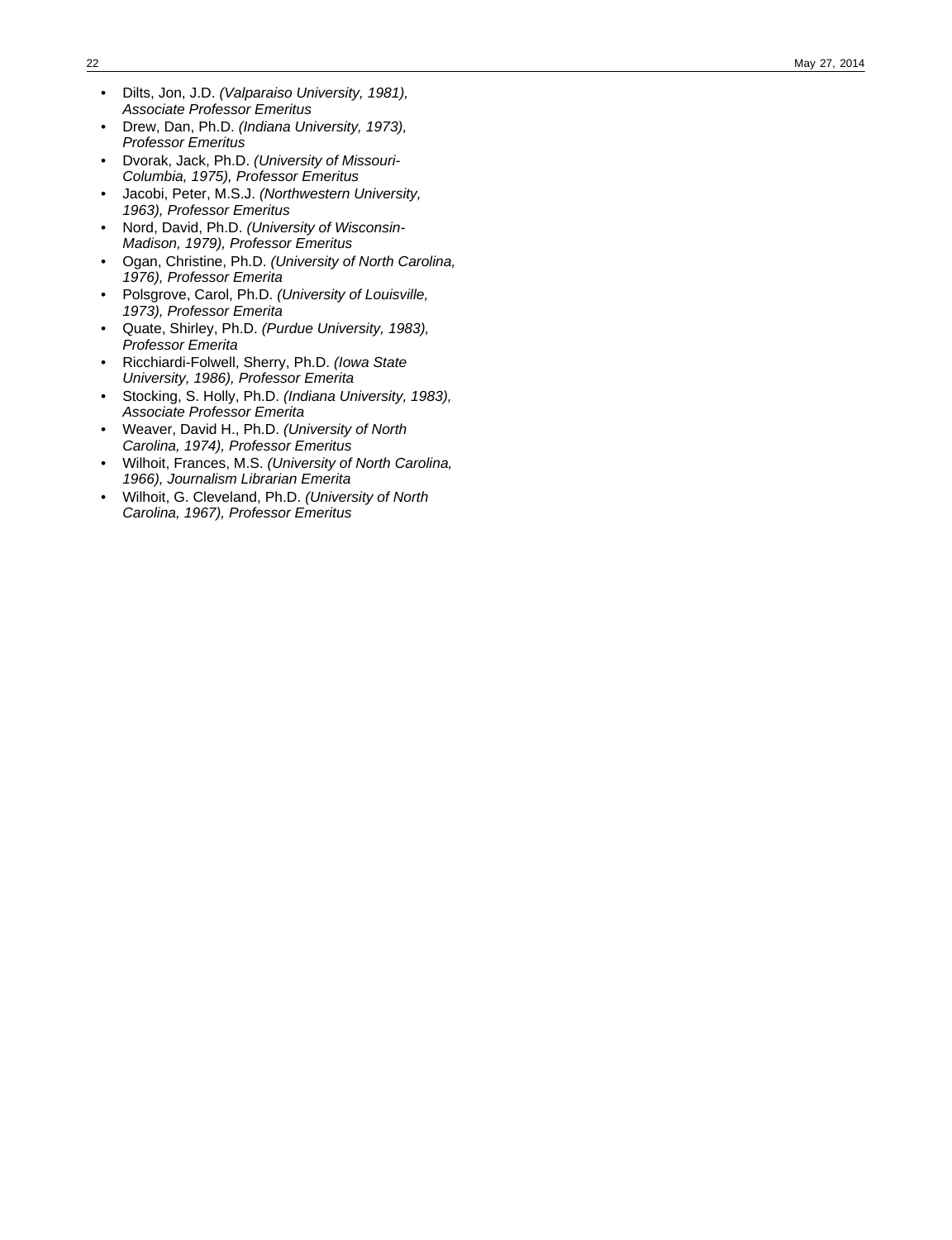- Dilts, Jon, J.D. *(Valparaiso University, 1981), Associate Professor Emeritus*
- Drew, Dan, Ph.D. *(Indiana University, 1973), Professor Emeritus*
- Dvorak, Jack, Ph.D. *(University of Missouri-Columbia, 1975), Professor Emeritus*
- Jacobi, Peter, M.S.J. *(Northwestern University, 1963), Professor Emeritus*
- Nord, David, Ph.D. *(University of Wisconsin-Madison, 1979), Professor Emeritus*
- Ogan, Christine, Ph.D. *(University of North Carolina, 1976), Professor Emerita*
- Polsgrove, Carol, Ph.D. *(University of Louisville, 1973), Professor Emerita*
- Quate, Shirley, Ph.D. *(Purdue University, 1983), Professor Emerita*
- Ricchiardi-Folwell, Sherry, Ph.D. *(Iowa State University, 1986), Professor Emerita*
- Stocking, S. Holly, Ph.D. *(Indiana University, 1983), Associate Professor Emerita*
- Weaver, David H., Ph.D. *(University of North Carolina, 1974), Professor Emeritus*
- Wilhoit, Frances, M.S. *(University of North Carolina, 1966), Journalism Librarian Emerita*
- Wilhoit, G. Cleveland, Ph.D. *(University of North Carolina, 1967), Professor Emeritus*